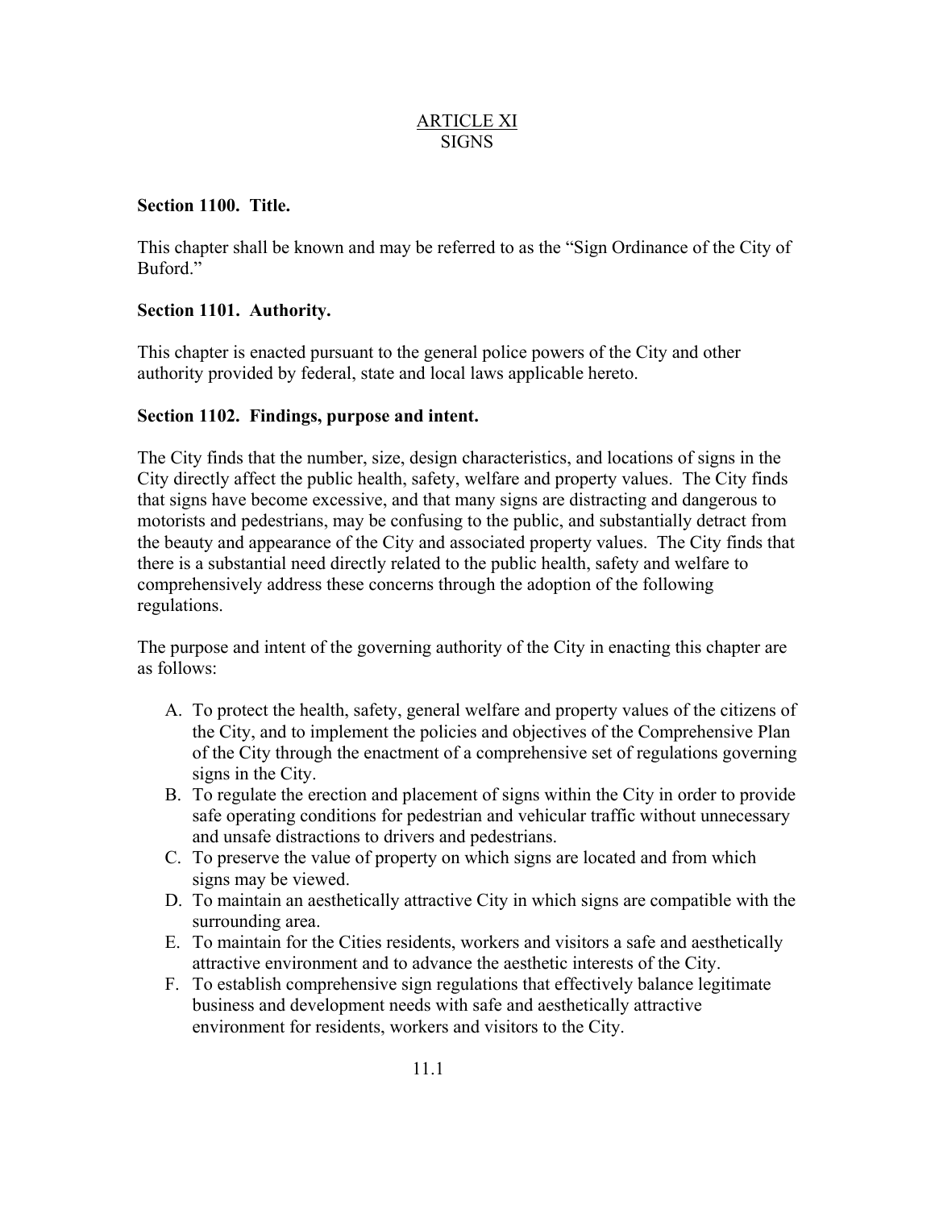# ARTICLE XI
# SIGNS

### Section 1100. Title.

This chapter shall be known and may be referred to as the "Sign Ordinance of the City of Buford."

### Section 1101. Authority.

This chapter is enacted pursuant to the general police powers of the City and other authority provided by federal, state and local laws applicable hereto.

### Section 1102. Findings, purpose and intent.

The City finds that the number, size, design characteristics, and locations of signs in the City directly affect the public health, safety, welfare and property values. The City finds that signs have become excessive, and that many signs are distracting and dangerous to motorists and pedestrians, may be confusing to the public, and substantially detract from the beauty and appearance of the City and associated property values. The City finds that there is a substantial need directly related to the public health, safety and welfare to comprehensively address these concerns through the adoption of the following regulations.

The purpose and intent of the governing authority of the City in enacting this chapter are as follows:

A. To protect the health, safety, general welfare and property values of the citizens of the City, and to implement the policies and objectives of the Comprehensive Plan of the City through the enactment of a comprehensive set of regulations governing signs in the City.
B. To regulate the erection and placement of signs within the City in order to provide safe operating conditions for pedestrian and vehicular traffic without unnecessary and unsafe distractions to drivers and pedestrians.
C. To preserve the value of property on which signs are located and from which signs may be viewed.
D. To maintain an aesthetically attractive City in which signs are compatible with the surrounding area.
E. To maintain for the Cities residents, workers and visitors a safe and aesthetically attractive environment and to advance the aesthetic interests of the City.
F. To establish comprehensive sign regulations that effectively balance legitimate business and development needs with safe and aesthetically attractive environment for residents, workers and visitors to the City.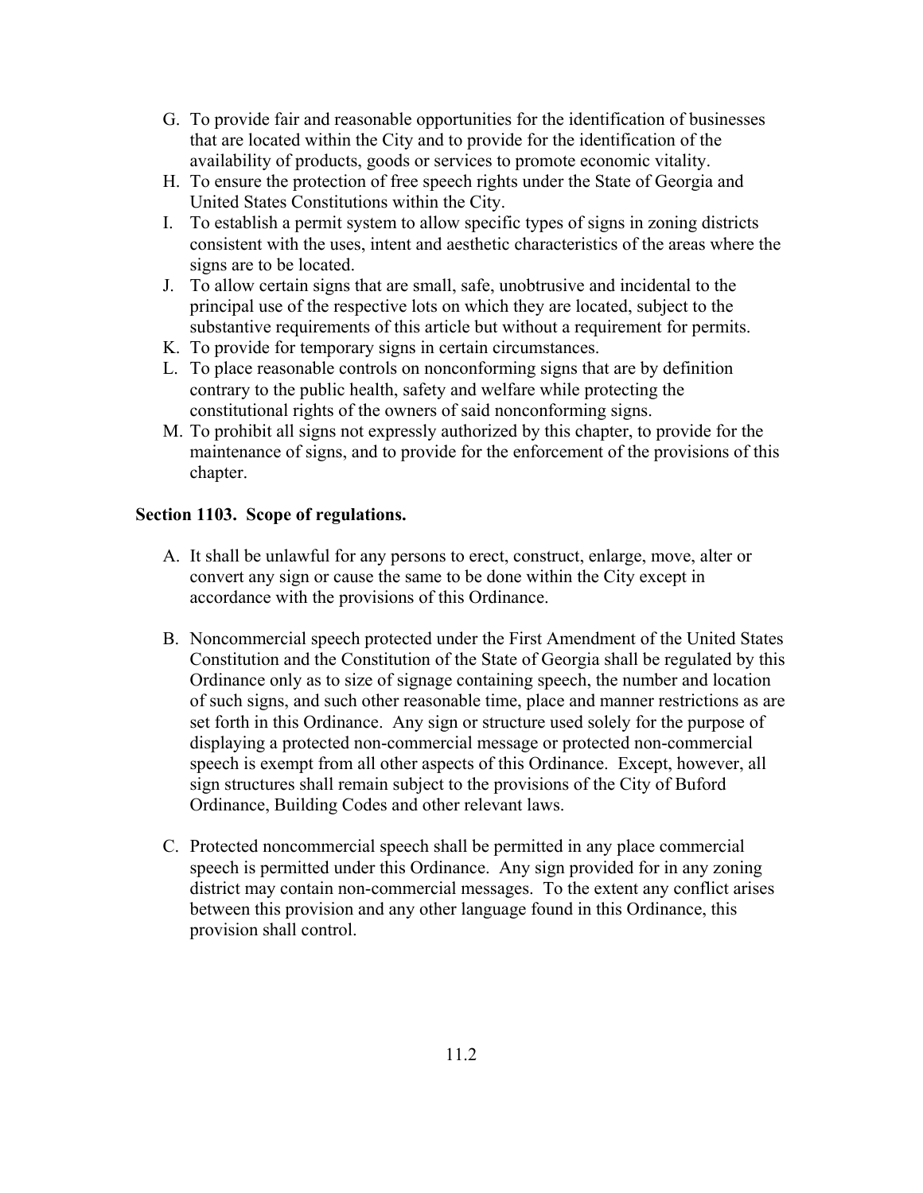G. To provide fair and reasonable opportunities for the identification of businesses that are located within the City and to provide for the identification of the availability of products, goods or services to promote economic vitality.
H. To ensure the protection of free speech rights under the State of Georgia and United States Constitutions within the City.
I. To establish a permit system to allow specific types of signs in zoning districts consistent with the uses, intent and aesthetic characteristics of the areas where the signs are to be located.
J. To allow certain signs that are small, safe, unobtrusive and incidental to the principal use of the respective lots on which they are located, subject to the substantive requirements of this article but without a requirement for permits.
K. To provide for temporary signs in certain circumstances.
L. To place reasonable controls on nonconforming signs that are by definition contrary to the public health, safety and welfare while protecting the constitutional rights of the owners of said nonconforming signs.
M. To prohibit all signs not expressly authorized by this chapter, to provide for the maintenance of signs, and to provide for the enforcement of the provisions of this chapter.

**Section 1103. Scope of regulations.**

A. It shall be unlawful for any persons to erect, construct, enlarge, move, alter or convert any sign or cause the same to be done within the City except in accordance with the provisions of this Ordinance.

B. Noncommercial speech protected under the First Amendment of the United States Constitution and the Constitution of the State of Georgia shall be regulated by this Ordinance only as to size of signage containing speech, the number and location of such signs, and such other reasonable time, place and manner restrictions as are set forth in this Ordinance. Any sign or structure used solely for the purpose of displaying a protected non-commercial message or protected non-commercial speech is exempt from all other aspects of this Ordinance. Except, however, all sign structures shall remain subject to the provisions of the City of Buford Ordinance, Building Codes and other relevant laws.

C. Protected noncommercial speech shall be permitted in any place commercial speech is permitted under this Ordinance. Any sign provided for in any zoning district may contain non-commercial messages. To the extent any conflict arises between this provision and any other language found in this Ordinance, this provision shall control.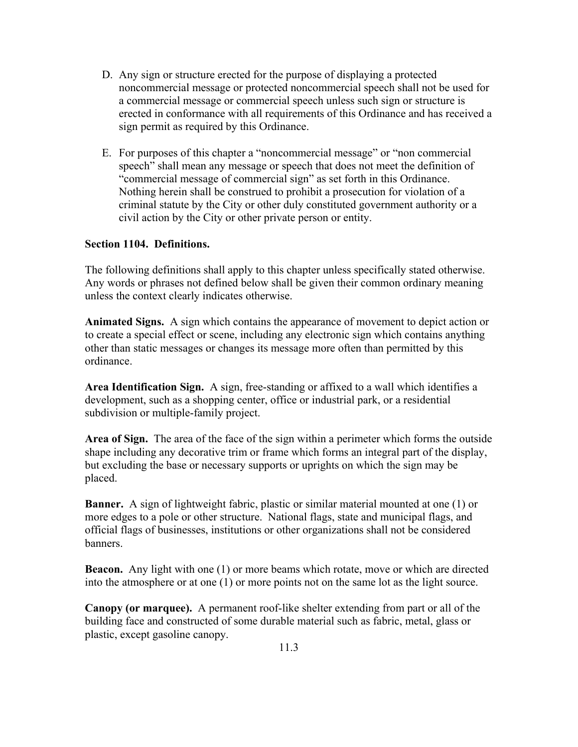D. Any sign or structure erected for the purpose of displaying a protected noncommercial message or protected noncommercial speech shall not be used for a commercial message or commercial speech unless such sign or structure is erected in conformance with all requirements of this Ordinance and has received a sign permit as required by this Ordinance.

E. For purposes of this chapter a "noncommercial message" or "non commercial speech" shall mean any message or speech that does not meet the definition of "commercial message of commercial sign" as set forth in this Ordinance. Nothing herein shall be construed to prohibit a prosecution for violation of a criminal statute by the City or other duly constituted government authority or a civil action by the City or other private person or entity.

**Section 1104. Definitions.**

The following definitions shall apply to this chapter unless specifically stated otherwise. Any words or phrases not defined below shall be given their common ordinary meaning unless the context clearly indicates otherwise.

**Animated Signs.** A sign which contains the appearance of movement to depict action or to create a special effect or scene, including any electronic sign which contains anything other than static messages or changes its message more often than permitted by this ordinance.

**Area Identification Sign.** A sign, free-standing or affixed to a wall which identifies a development, such as a shopping center, office or industrial park, or a residential subdivision or multiple-family project.

**Area of Sign.** The area of the face of the sign within a perimeter which forms the outside shape including any decorative trim or frame which forms an integral part of the display, but excluding the base or necessary supports or uprights on which the sign may be placed.

**Banner.** A sign of lightweight fabric, plastic or similar material mounted at one (1) or more edges to a pole or other structure. National flags, state and municipal flags, and official flags of businesses, institutions or other organizations shall not be considered banners.

**Beacon.** Any light with one (1) or more beams which rotate, move or which are directed into the atmosphere or at one (1) or more points not on the same lot as the light source.

**Canopy (or marquee).** A permanent roof-like shelter extending from part or all of the building face and constructed of some durable material such as fabric, metal, glass or plastic, except gasoline canopy.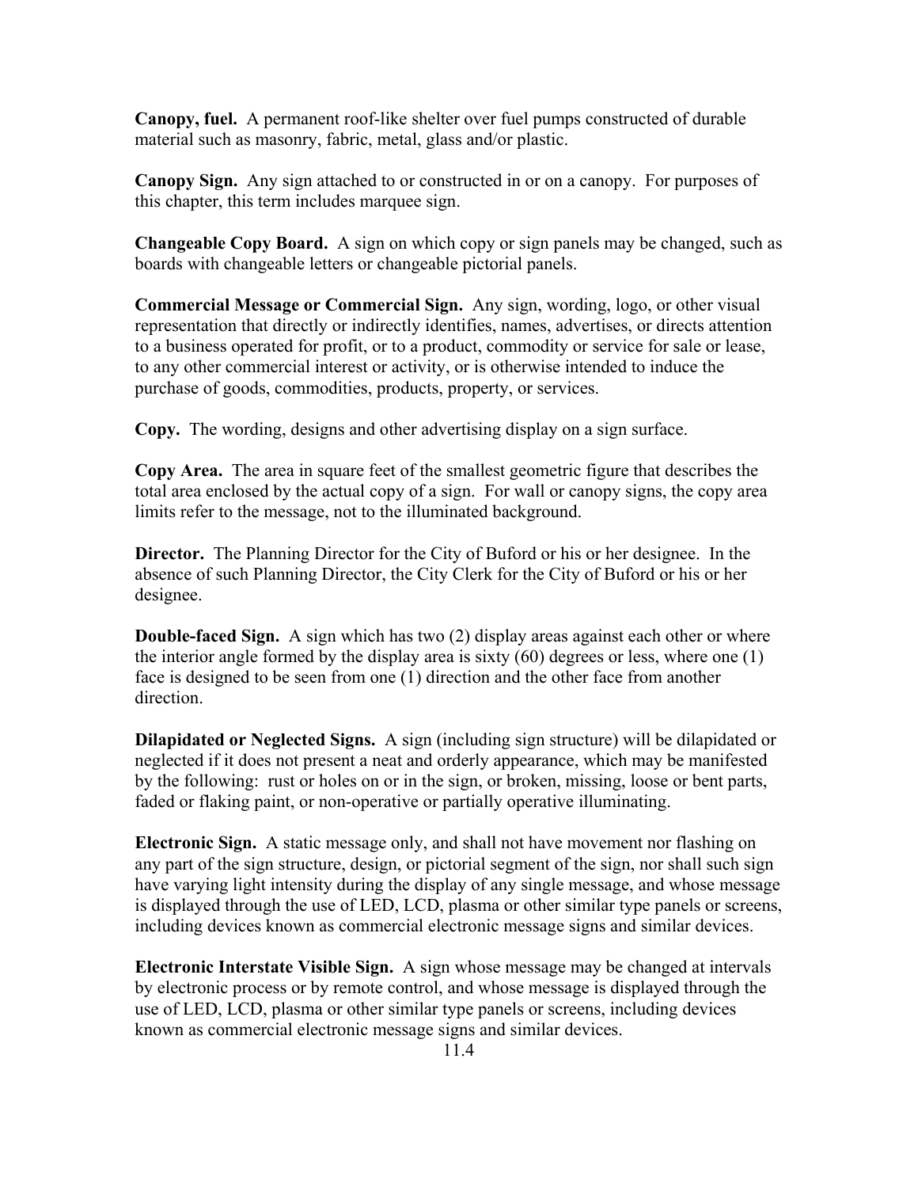**Canopy, fuel.** A permanent roof-like shelter over fuel pumps constructed of durable material such as masonry, fabric, metal, glass and/or plastic.

**Canopy Sign.** Any sign attached to or constructed in or on a canopy. For purposes of this chapter, this term includes marquee sign.

**Changeable Copy Board.** A sign on which copy or sign panels may be changed, such as boards with changeable letters or changeable pictorial panels.

**Commercial Message or Commercial Sign.** Any sign, wording, logo, or other visual representation that directly or indirectly identifies, names, advertises, or directs attention to a business operated for profit, or to a product, commodity or service for sale or lease, to any other commercial interest or activity, or is otherwise intended to induce the purchase of goods, commodities, products, property, or services.

**Copy.** The wording, designs and other advertising display on a sign surface.

**Copy Area.** The area in square feet of the smallest geometric figure that describes the total area enclosed by the actual copy of a sign. For wall or canopy signs, the copy area limits refer to the message, not to the illuminated background.

**Director.** The Planning Director for the City of Buford or his or her designee. In the absence of such Planning Director, the City Clerk for the City of Buford or his or her designee.

**Double-faced Sign.** A sign which has two (2) display areas against each other or where the interior angle formed by the display area is sixty (60) degrees or less, where one (1) face is designed to be seen from one (1) direction and the other face from another direction.

**Dilapidated or Neglected Signs.** A sign (including sign structure) will be dilapidated or neglected if it does not present a neat and orderly appearance, which may be manifested by the following: rust or holes on or in the sign, or broken, missing, loose or bent parts, faded or flaking paint, or non-operative or partially operative illuminating.

**Electronic Sign.** A static message only, and shall not have movement nor flashing on any part of the sign structure, design, or pictorial segment of the sign, nor shall such sign have varying light intensity during the display of any single message, and whose message is displayed through the use of LED, LCD, plasma or other similar type panels or screens, including devices known as commercial electronic message signs and similar devices.

**Electronic Interstate Visible Sign.** A sign whose message may be changed at intervals by electronic process or by remote control, and whose message is displayed through the use of LED, LCD, plasma or other similar type panels or screens, including devices known as commercial electronic message signs and similar devices.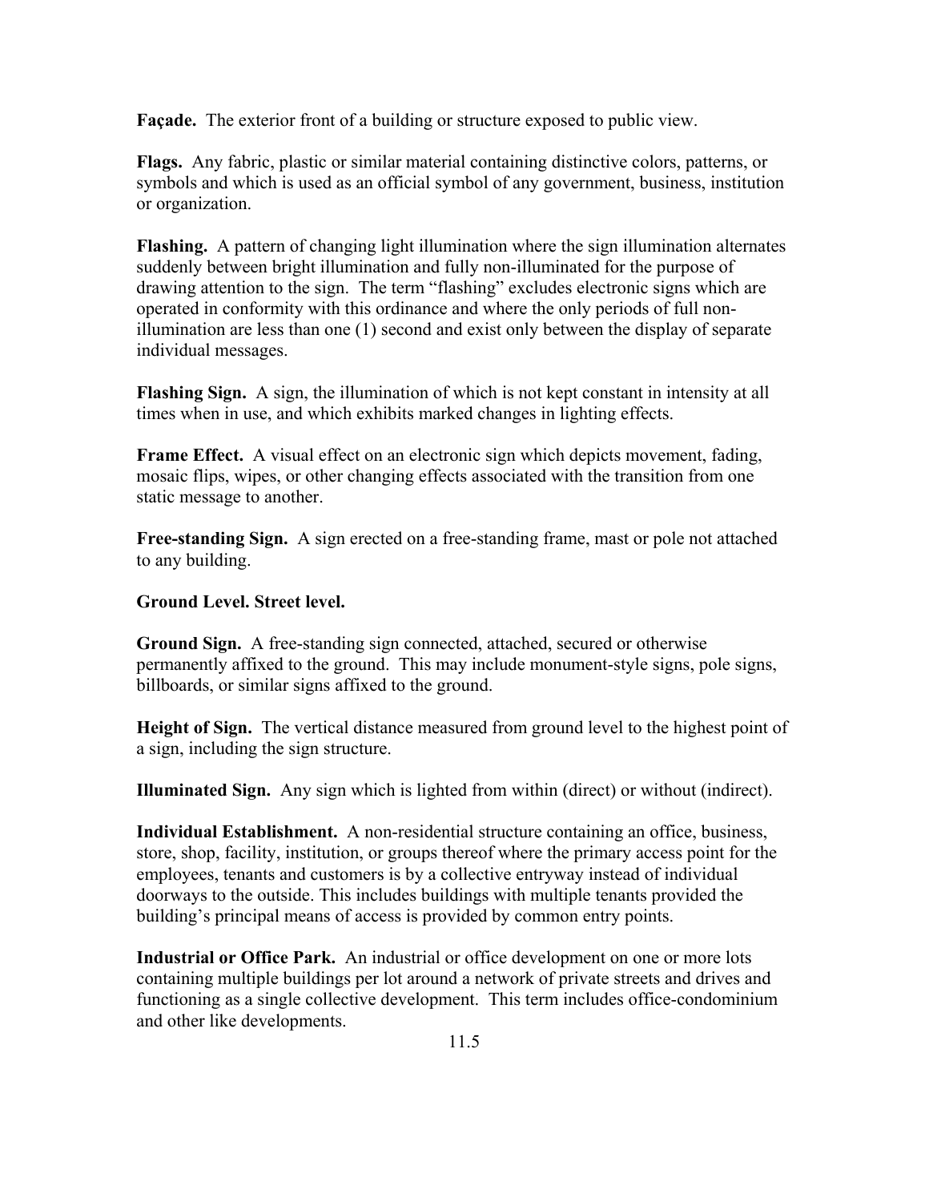**Façade.** The exterior front of a building or structure exposed to public view.

**Flags.** Any fabric, plastic or similar material containing distinctive colors, patterns, or symbols and which is used as an official symbol of any government, business, institution or organization.

**Flashing.** A pattern of changing light illumination where the sign illumination alternates suddenly between bright illumination and fully non-illuminated for the purpose of drawing attention to the sign. The term "flashing" excludes electronic signs which are operated in conformity with this ordinance and where the only periods of full non-illumination are less than one (1) second and exist only between the display of separate individual messages.

**Flashing Sign.** A sign, the illumination of which is not kept constant in intensity at all times when in use, and which exhibits marked changes in lighting effects.

**Frame Effect.** A visual effect on an electronic sign which depicts movement, fading, mosaic flips, wipes, or other changing effects associated with the transition from one static message to another.

**Free-standing Sign.** A sign erected on a free-standing frame, mast or pole not attached to any building.

**Ground Level. Street level.**

**Ground Sign.** A free-standing sign connected, attached, secured or otherwise permanently affixed to the ground. This may include monument-style signs, pole signs, billboards, or similar signs affixed to the ground.

**Height of Sign.** The vertical distance measured from ground level to the highest point of a sign, including the sign structure.

**Illuminated Sign.** Any sign which is lighted from within (direct) or without (indirect).

**Individual Establishment.** A non-residential structure containing an office, business, store, shop, facility, institution, or groups thereof where the primary access point for the employees, tenants and customers is by a collective entryway instead of individual doorways to the outside. This includes buildings with multiple tenants provided the building's principal means of access is provided by common entry points.

**Industrial or Office Park.** An industrial or office development on one or more lots containing multiple buildings per lot around a network of private streets and drives and functioning as a single collective development. This term includes office-condominium and other like developments.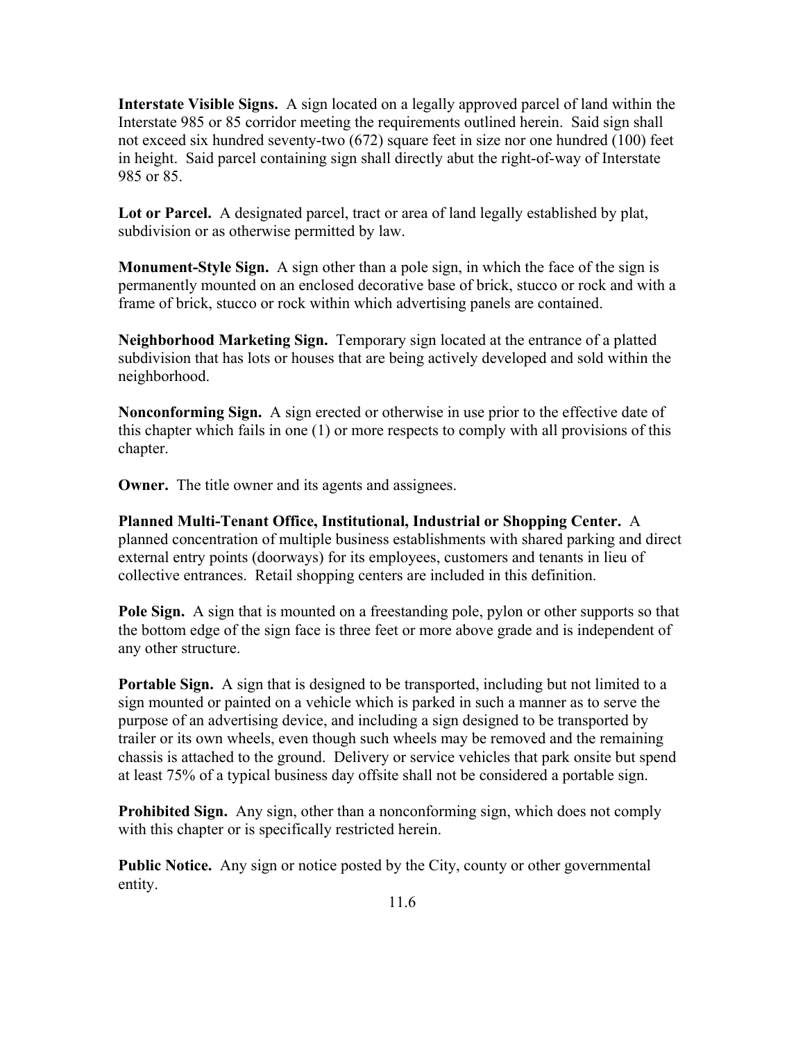**Interstate Visible Signs.** A sign located on a legally approved parcel of land within the Interstate 985 or 85 corridor meeting the requirements outlined herein. Said sign shall not exceed six hundred seventy-two (672) square feet in size nor one hundred (100) feet in height. Said parcel containing sign shall directly abut the right-of-way of Interstate 985 or 85.

**Lot or Parcel.** A designated parcel, tract or area of land legally established by plat, subdivision or as otherwise permitted by law.

**Monument-Style Sign.** A sign other than a pole sign, in which the face of the sign is permanently mounted on an enclosed decorative base of brick, stucco or rock and with a frame of brick, stucco or rock within which advertising panels are contained.

**Neighborhood Marketing Sign.** Temporary sign located at the entrance of a platted subdivision that has lots or houses that are being actively developed and sold within the neighborhood.

**Nonconforming Sign.** A sign erected or otherwise in use prior to the effective date of this chapter which fails in one (1) or more respects to comply with all provisions of this chapter.

**Owner.** The title owner and its agents and assignees.

**Planned Multi-Tenant Office, Institutional, Industrial or Shopping Center.** A planned concentration of multiple business establishments with shared parking and direct external entry points (doorways) for its employees, customers and tenants in lieu of collective entrances. Retail shopping centers are included in this definition.

**Pole Sign.** A sign that is mounted on a freestanding pole, pylon or other supports so that the bottom edge of the sign face is three feet or more above grade and is independent of any other structure.

**Portable Sign.** A sign that is designed to be transported, including but not limited to a sign mounted or painted on a vehicle which is parked in such a manner as to serve the purpose of an advertising device, and including a sign designed to be transported by trailer or its own wheels, even though such wheels may be removed and the remaining chassis is attached to the ground. Delivery or service vehicles that park onsite but spend at least 75% of a typical business day offsite shall not be considered a portable sign.

**Prohibited Sign.** Any sign, other than a nonconforming sign, which does not comply with this chapter or is specifically restricted herein.

**Public Notice.** Any sign or notice posted by the City, county or other governmental entity.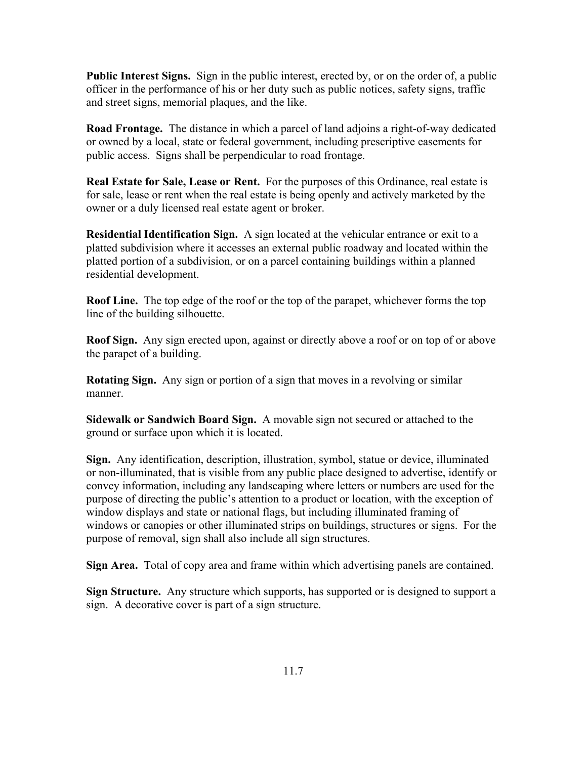**Public Interest Signs.** Sign in the public interest, erected by, or on the order of, a public officer in the performance of his or her duty such as public notices, safety signs, traffic and street signs, memorial plaques, and the like.

**Road Frontage.** The distance in which a parcel of land adjoins a right-of-way dedicated or owned by a local, state or federal government, including prescriptive easements for public access. Signs shall be perpendicular to road frontage.

**Real Estate for Sale, Lease or Rent.** For the purposes of this Ordinance, real estate is for sale, lease or rent when the real estate is being openly and actively marketed by the owner or a duly licensed real estate agent or broker.

**Residential Identification Sign.** A sign located at the vehicular entrance or exit to a platted subdivision where it accesses an external public roadway and located within the platted portion of a subdivision, or on a parcel containing buildings within a planned residential development.

**Roof Line.** The top edge of the roof or the top of the parapet, whichever forms the top line of the building silhouette.

**Roof Sign.** Any sign erected upon, against or directly above a roof or on top of or above the parapet of a building.

**Rotating Sign.** Any sign or portion of a sign that moves in a revolving or similar manner.

**Sidewalk or Sandwich Board Sign.** A movable sign not secured or attached to the ground or surface upon which it is located.

**Sign.** Any identification, description, illustration, symbol, statue or device, illuminated or non-illuminated, that is visible from any public place designed to advertise, identify or convey information, including any landscaping where letters or numbers are used for the purpose of directing the public's attention to a product or location, with the exception of window displays and state or national flags, but including illuminated framing of windows or canopies or other illuminated strips on buildings, structures or signs. For the purpose of removal, sign shall also include all sign structures.

**Sign Area.** Total of copy area and frame within which advertising panels are contained.

**Sign Structure.** Any structure which supports, has supported or is designed to support a sign. A decorative cover is part of a sign structure.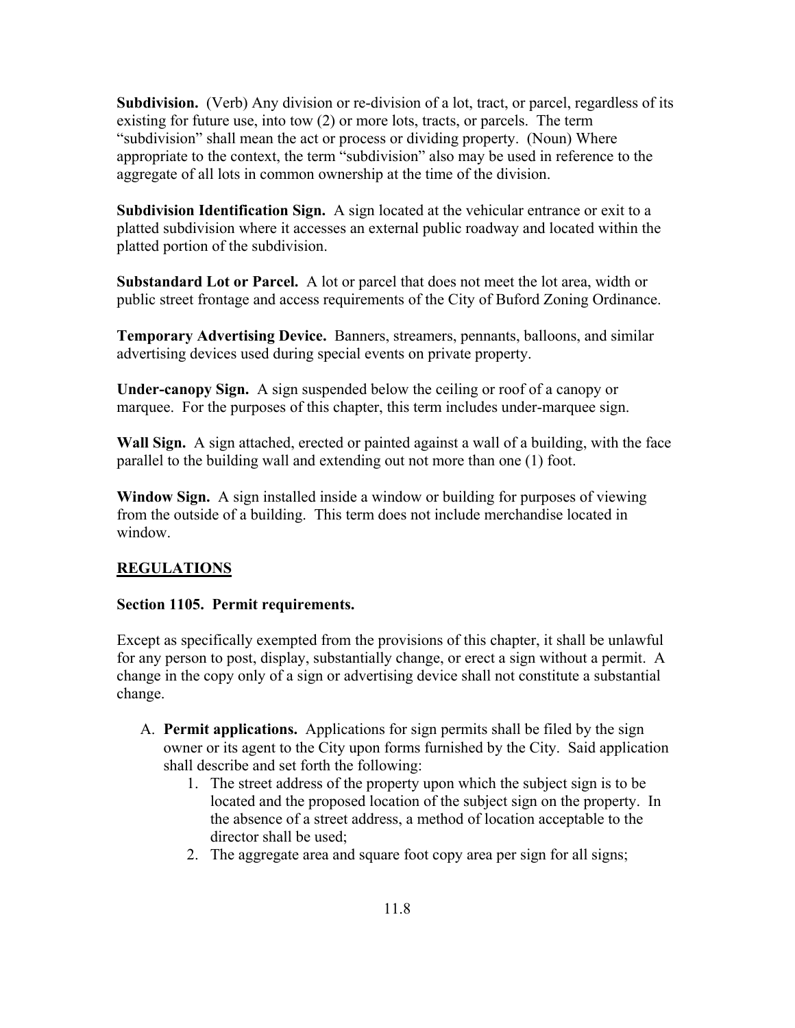**Subdivision.** (Verb) Any division or re-division of a lot, tract, or parcel, regardless of its existing for future use, into tow (2) or more lots, tracts, or parcels. The term "subdivision" shall mean the act or process or dividing property. (Noun) Where appropriate to the context, the term "subdivision" also may be used in reference to the aggregate of all lots in common ownership at the time of the division.

**Subdivision Identification Sign.** A sign located at the vehicular entrance or exit to a platted subdivision where it accesses an external public roadway and located within the platted portion of the subdivision.

**Substandard Lot or Parcel.** A lot or parcel that does not meet the lot area, width or public street frontage and access requirements of the City of Buford Zoning Ordinance.

**Temporary Advertising Device.** Banners, streamers, pennants, balloons, and similar advertising devices used during special events on private property.

**Under-canopy Sign.** A sign suspended below the ceiling or roof of a canopy or marquee. For the purposes of this chapter, this term includes under-marquee sign.

**Wall Sign.** A sign attached, erected or painted against a wall of a building, with the face parallel to the building wall and extending out not more than one (1) foot.

**Window Sign.** A sign installed inside a window or building for purposes of viewing from the outside of a building. This term does not include merchandise located in window.

## REGULATIONS

### Section 1105. Permit requirements.

Except as specifically exempted from the provisions of this chapter, it shall be unlawful for any person to post, display, substantially change, or erect a sign without a permit. A change in the copy only of a sign or advertising device shall not constitute a substantial change.

A. **Permit applications.** Applications for sign permits shall be filed by the sign owner or its agent to the City upon forms furnished by the City. Said application shall describe and set forth the following:
   1. The street address of the property upon which the subject sign is to be located and the proposed location of the subject sign on the property. In the absence of a street address, a method of location acceptable to the director shall be used;
   2. The aggregate area and square foot copy area per sign for all signs;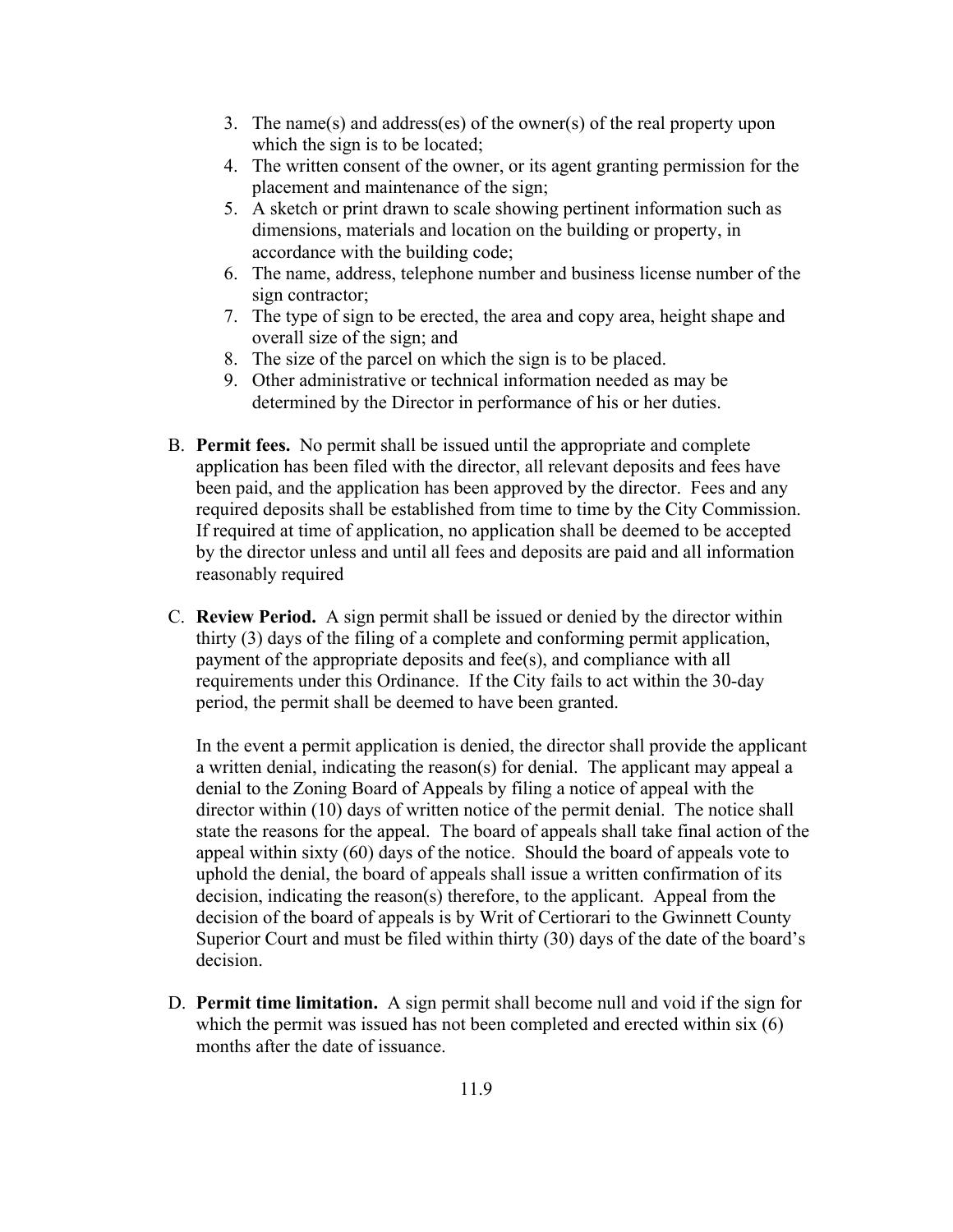3. The name(s) and address(es) of the owner(s) of the real property upon which the sign is to be located;
4. The written consent of the owner, or its agent granting permission for the placement and maintenance of the sign;
5. A sketch or print drawn to scale showing pertinent information such as dimensions, materials and location on the building or property, in accordance with the building code;
6. The name, address, telephone number and business license number of the sign contractor;
7. The type of sign to be erected, the area and copy area, height shape and overall size of the sign; and
8. The size of the parcel on which the sign is to be placed.
9. Other administrative or technical information needed as may be determined by the Director in performance of his or her duties.

B. **Permit fees.** No permit shall be issued until the appropriate and complete application has been filed with the director, all relevant deposits and fees have been paid, and the application has been approved by the director. Fees and any required deposits shall be established from time to time by the City Commission. If required at time of application, no application shall be deemed to be accepted by the director unless and until all fees and deposits are paid and all information reasonably required

C. **Review Period.** A sign permit shall be issued or denied by the director within thirty (3) days of the filing of a complete and conforming permit application, payment of the appropriate deposits and fee(s), and compliance with all requirements under this Ordinance. If the City fails to act within the 30-day period, the permit shall be deemed to have been granted.

   In the event a permit application is denied, the director shall provide the applicant a written denial, indicating the reason(s) for denial. The applicant may appeal a denial to the Zoning Board of Appeals by filing a notice of appeal with the director within (10) days of written notice of the permit denial. The notice shall state the reasons for the appeal. The board of appeals shall take final action of the appeal within sixty (60) days of the notice. Should the board of appeals vote to uphold the denial, the board of appeals shall issue a written confirmation of its decision, indicating the reason(s) therefore, to the applicant. Appeal from the decision of the board of appeals is by Writ of Certiorari to the Gwinnett County Superior Court and must be filed within thirty (30) days of the date of the board's decision.

D. **Permit time limitation.** A sign permit shall become null and void if the sign for which the permit was issued has not been completed and erected within six (6) months after the date of issuance.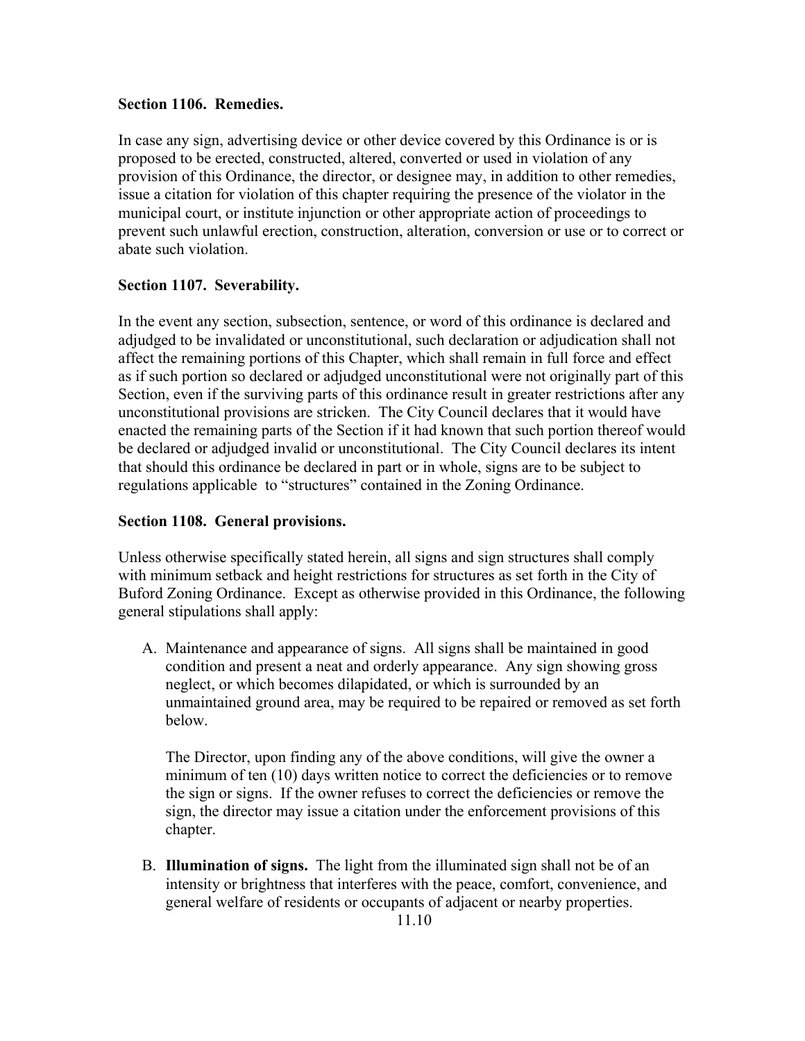**Section 1106. Remedies.**

In case any sign, advertising device or other device covered by this Ordinance is or is proposed to be erected, constructed, altered, converted or used in violation of any provision of this Ordinance, the director, or designee may, in addition to other remedies, issue a citation for violation of this chapter requiring the presence of the violator in the municipal court, or institute injunction or other appropriate action of proceedings to prevent such unlawful erection, construction, alteration, conversion or use or to correct or abate such violation.

**Section 1107. Severability.**

In the event any section, subsection, sentence, or word of this ordinance is declared and adjudged to be invalidated or unconstitutional, such declaration or adjudication shall not affect the remaining portions of this Chapter, which shall remain in full force and effect as if such portion so declared or adjudged unconstitutional were not originally part of this Section, even if the surviving parts of this ordinance result in greater restrictions after any unconstitutional provisions are stricken. The City Council declares that it would have enacted the remaining parts of the Section if it had known that such portion thereof would be declared or adjudged invalid or unconstitutional. The City Council declares its intent that should this ordinance be declared in part or in whole, signs are to be subject to regulations applicable to "structures" contained in the Zoning Ordinance.

**Section 1108. General provisions.**

Unless otherwise specifically stated herein, all signs and sign structures shall comply with minimum setback and height restrictions for structures as set forth in the City of Buford Zoning Ordinance. Except as otherwise provided in this Ordinance, the following general stipulations shall apply:

A. Maintenance and appearance of signs. All signs shall be maintained in good condition and present a neat and orderly appearance. Any sign showing gross neglect, or which becomes dilapidated, or which is surrounded by an unmaintained ground area, may be required to be repaired or removed as set forth below.

   The Director, upon finding any of the above conditions, will give the owner a minimum of ten (10) days written notice to correct the deficiencies or to remove the sign or signs. If the owner refuses to correct the deficiencies or remove the sign, the director may issue a citation under the enforcement provisions of this chapter.

B. **Illumination of signs.** The light from the illuminated sign shall not be of an intensity or brightness that interferes with the peace, comfort, convenience, and general welfare of residents or occupants of adjacent or nearby properties.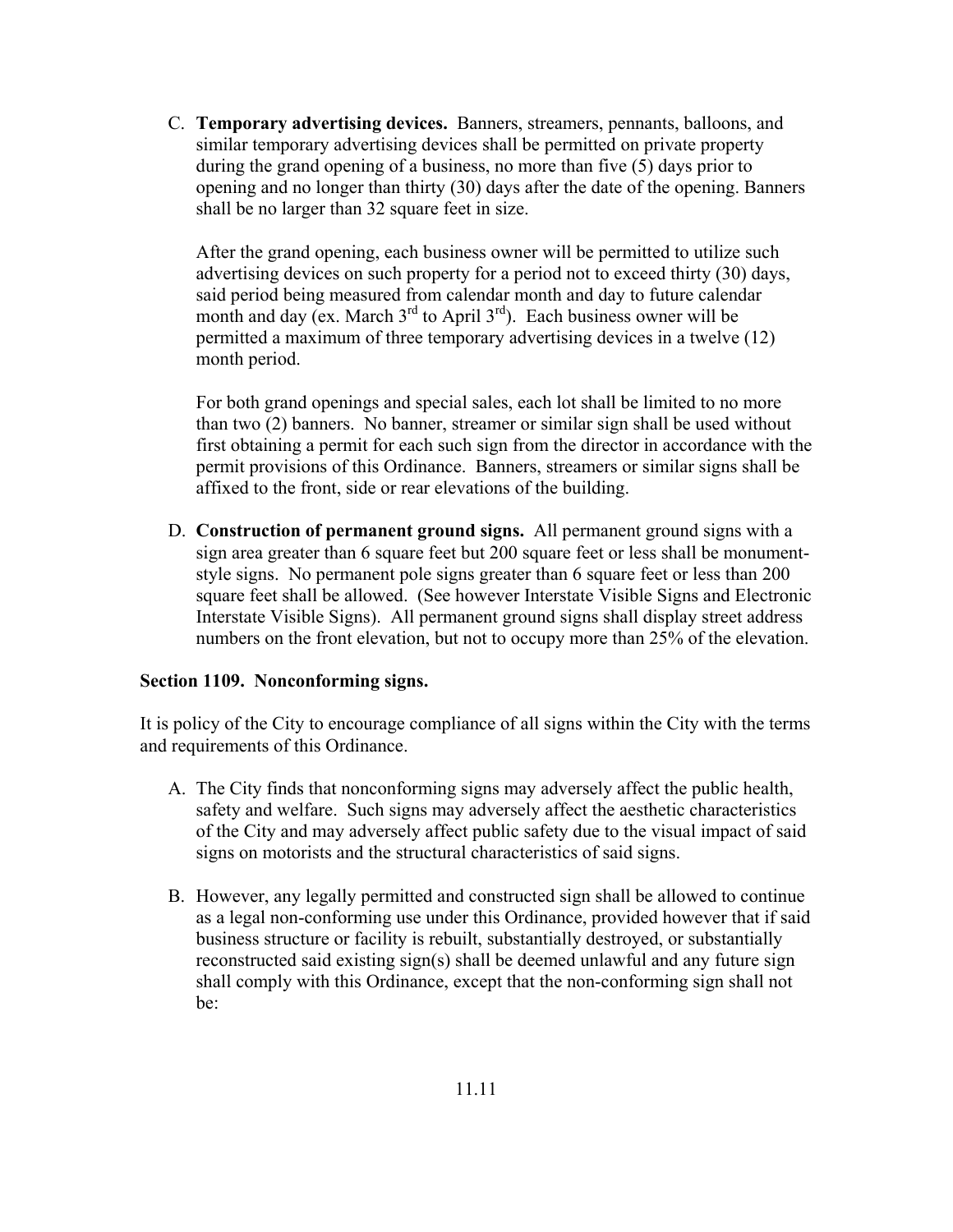C. **Temporary advertising devices.** Banners, streamers, pennants, balloons, and similar temporary advertising devices shall be permitted on private property during the grand opening of a business, no more than five (5) days prior to opening and no longer than thirty (30) days after the date of the opening. Banners shall be no larger than 32 square feet in size.

   After the grand opening, each business owner will be permitted to utilize such advertising devices on such property for a period not to exceed thirty (30) days, said period being measured from calendar month and day to future calendar month and day (ex. March 3rd to April 3rd). Each business owner will be permitted a maximum of three temporary advertising devices in a twelve (12) month period.

   For both grand openings and special sales, each lot shall be limited to no more than two (2) banners. No banner, streamer or similar sign shall be used without first obtaining a permit for each such sign from the director in accordance with the permit provisions of this Ordinance. Banners, streamers or similar signs shall be affixed to the front, side or rear elevations of the building.

D. **Construction of permanent ground signs.** All permanent ground signs with a sign area greater than 6 square feet but 200 square feet or less shall be monument-style signs. No permanent pole signs greater than 6 square feet or less than 200 square feet shall be allowed. (See however Interstate Visible Signs and Electronic Interstate Visible Signs). All permanent ground signs shall display street address numbers on the front elevation, but not to occupy more than 25% of the elevation.

### Section 1109. Nonconforming signs.

It is policy of the City to encourage compliance of all signs within the City with the terms and requirements of this Ordinance.

A. The City finds that nonconforming signs may adversely affect the public health, safety and welfare. Such signs may adversely affect the aesthetic characteristics of the City and may adversely affect public safety due to the visual impact of said signs on motorists and the structural characteristics of said signs.

B. However, any legally permitted and constructed sign shall be allowed to continue as a legal non-conforming use under this Ordinance, provided however that if said business structure or facility is rebuilt, substantially destroyed, or substantially reconstructed said existing sign(s) shall be deemed unlawful and any future sign shall comply with this Ordinance, except that the non-conforming sign shall not be: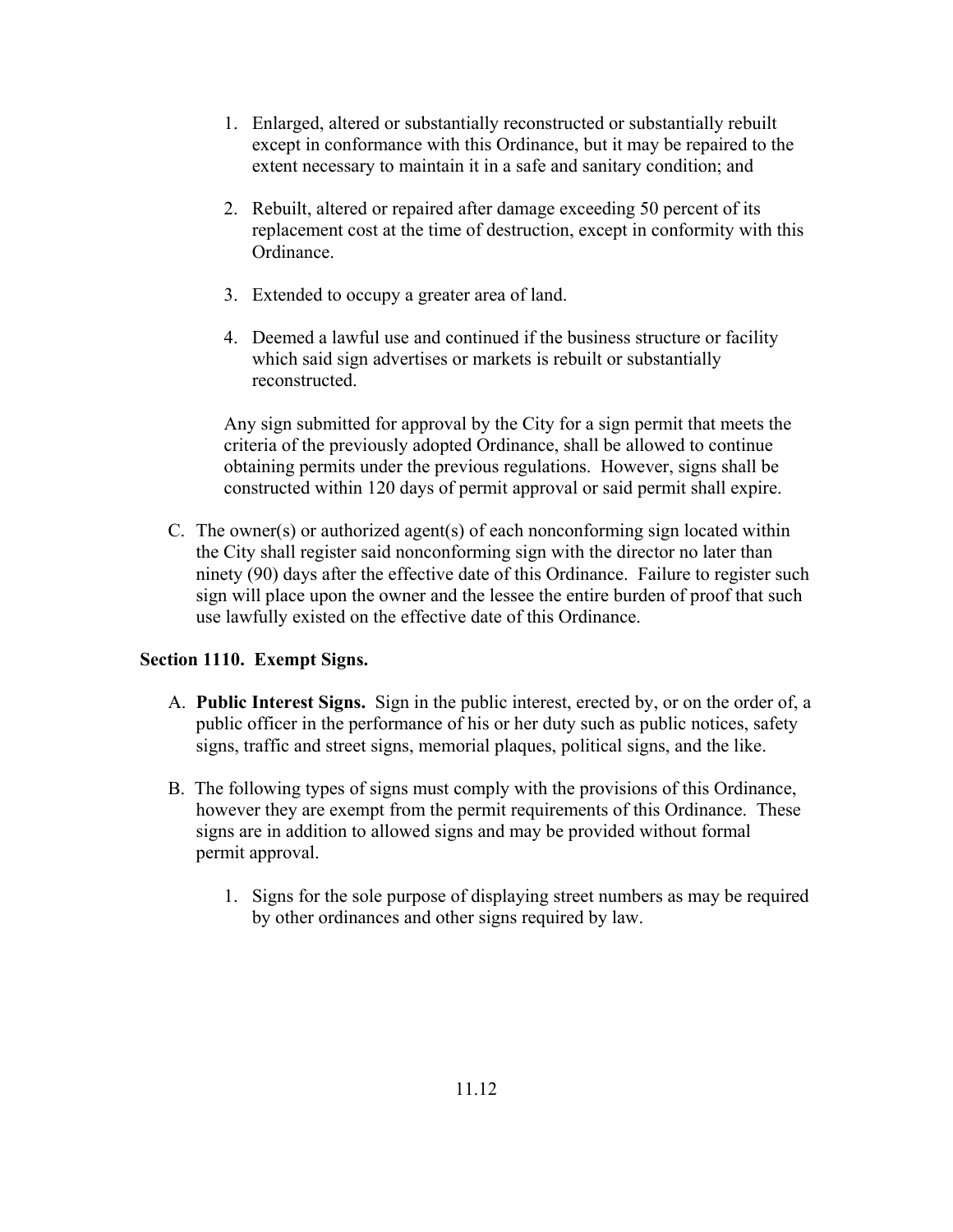1. Enlarged, altered or substantially reconstructed or substantially rebuilt except in conformance with this Ordinance, but it may be repaired to the extent necessary to maintain it in a safe and sanitary condition; and

2. Rebuilt, altered or repaired after damage exceeding 50 percent of its replacement cost at the time of destruction, except in conformity with this Ordinance.

3. Extended to occupy a greater area of land.

4. Deemed a lawful use and continued if the business structure or facility which said sign advertises or markets is rebuilt or substantially reconstructed.

Any sign submitted for approval by the City for a sign permit that meets the criteria of the previously adopted Ordinance, shall be allowed to continue obtaining permits under the previous regulations. However, signs shall be constructed within 120 days of permit approval or said permit shall expire.

C. The owner(s) or authorized agent(s) of each nonconforming sign located within the City shall register said nonconforming sign with the director no later than ninety (90) days after the effective date of this Ordinance. Failure to register such sign will place upon the owner and the lessee the entire burden of proof that such use lawfully existed on the effective date of this Ordinance.

### Section 1110. Exempt Signs.

A. **Public Interest Signs.** Sign in the public interest, erected by, or on the order of, a public officer in the performance of his or her duty such as public notices, safety signs, traffic and street signs, memorial plaques, political signs, and the like.

B. The following types of signs must comply with the provisions of this Ordinance, however they are exempt from the permit requirements of this Ordinance. These signs are in addition to allowed signs and may be provided without formal permit approval.

   1. Signs for the sole purpose of displaying street numbers as may be required by other ordinances and other signs required by law.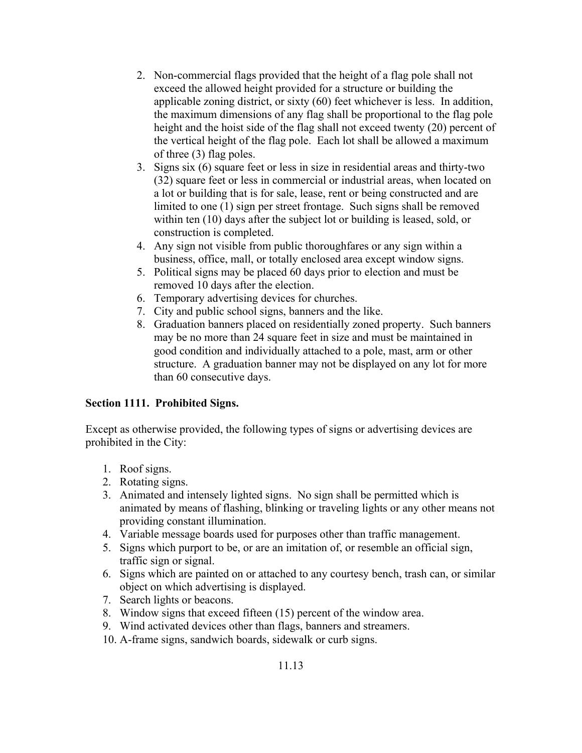2. Non-commercial flags provided that the height of a flag pole shall not exceed the allowed height provided for a structure or building the applicable zoning district, or sixty (60) feet whichever is less. In addition, the maximum dimensions of any flag shall be proportional to the flag pole height and the hoist side of the flag shall not exceed twenty (20) percent of the vertical height of the flag pole. Each lot shall be allowed a maximum of three (3) flag poles.
3. Signs six (6) square feet or less in size in residential areas and thirty-two (32) square feet or less in commercial or industrial areas, when located on a lot or building that is for sale, lease, rent or being constructed and are limited to one (1) sign per street frontage. Such signs shall be removed within ten (10) days after the subject lot or building is leased, sold, or construction is completed.
4. Any sign not visible from public thoroughfares or any sign within a business, office, mall, or totally enclosed area except window signs.
5. Political signs may be placed 60 days prior to election and must be removed 10 days after the election.
6. Temporary advertising devices for churches.
7. City and public school signs, banners and the like.
8. Graduation banners placed on residentially zoned property. Such banners may be no more than 24 square feet in size and must be maintained in good condition and individually attached to a pole, mast, arm or other structure. A graduation banner may not be displayed on any lot for more than 60 consecutive days.

**Section 1111. Prohibited Signs.**

Except as otherwise provided, the following types of signs or advertising devices are prohibited in the City:

1. Roof signs.
2. Rotating signs.
3. Animated and intensely lighted signs. No sign shall be permitted which is animated by means of flashing, blinking or traveling lights or any other means not providing constant illumination.
4. Variable message boards used for purposes other than traffic management.
5. Signs which purport to be, or are an imitation of, or resemble an official sign, traffic sign or signal.
6. Signs which are painted on or attached to any courtesy bench, trash can, or similar object on which advertising is displayed.
7. Search lights or beacons.
8. Window signs that exceed fifteen (15) percent of the window area.
9. Wind activated devices other than flags, banners and streamers.
10. A-frame signs, sandwich boards, sidewalk or curb signs.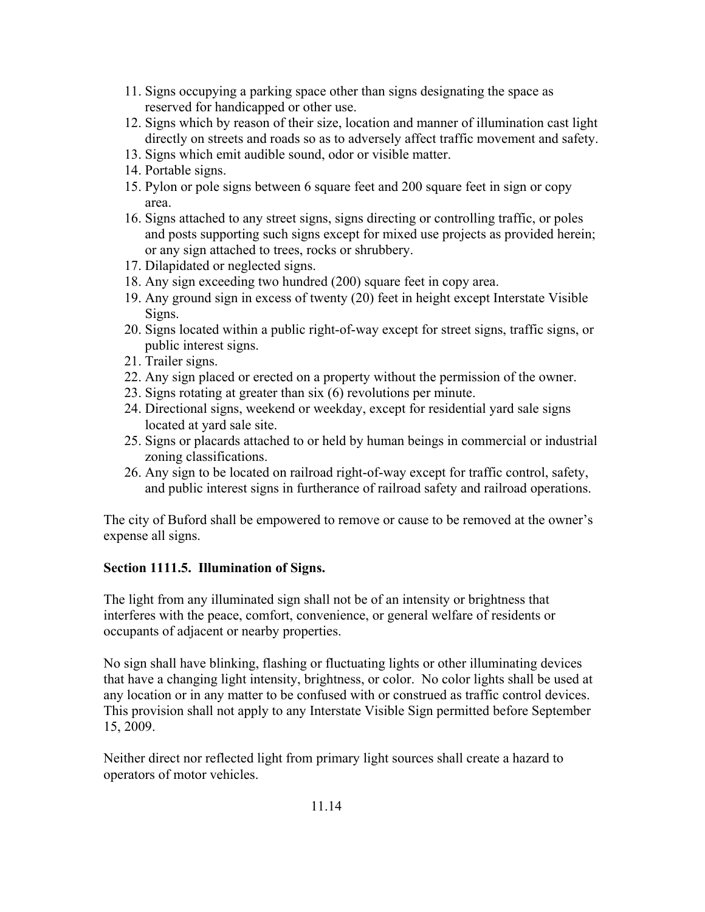11. Signs occupying a parking space other than signs designating the space as reserved for handicapped or other use.
12. Signs which by reason of their size, location and manner of illumination cast light directly on streets and roads so as to adversely affect traffic movement and safety.
13. Signs which emit audible sound, odor or visible matter.
14. Portable signs.
15. Pylon or pole signs between 6 square feet and 200 square feet in sign or copy area.
16. Signs attached to any street signs, signs directing or controlling traffic, or poles and posts supporting such signs except for mixed use projects as provided herein; or any sign attached to trees, rocks or shrubbery.
17. Dilapidated or neglected signs.
18. Any sign exceeding two hundred (200) square feet in copy area.
19. Any ground sign in excess of twenty (20) feet in height except Interstate Visible Signs.
20. Signs located within a public right-of-way except for street signs, traffic signs, or public interest signs.
21. Trailer signs.
22. Any sign placed or erected on a property without the permission of the owner.
23. Signs rotating at greater than six (6) revolutions per minute.
24. Directional signs, weekend or weekday, except for residential yard sale signs located at yard sale site.
25. Signs or placards attached to or held by human beings in commercial or industrial zoning classifications.
26. Any sign to be located on railroad right-of-way except for traffic control, safety, and public interest signs in furtherance of railroad safety and railroad operations.

The city of Buford shall be empowered to remove or cause to be removed at the owner's expense all signs.

**Section 1111.5. Illumination of Signs.**

The light from any illuminated sign shall not be of an intensity or brightness that interferes with the peace, comfort, convenience, or general welfare of residents or occupants of adjacent or nearby properties.

No sign shall have blinking, flashing or fluctuating lights or other illuminating devices that have a changing light intensity, brightness, or color. No color lights shall be used at any location or in any matter to be confused with or construed as traffic control devices. This provision shall not apply to any Interstate Visible Sign permitted before September 15, 2009.

Neither direct nor reflected light from primary light sources shall create a hazard to operators of motor vehicles.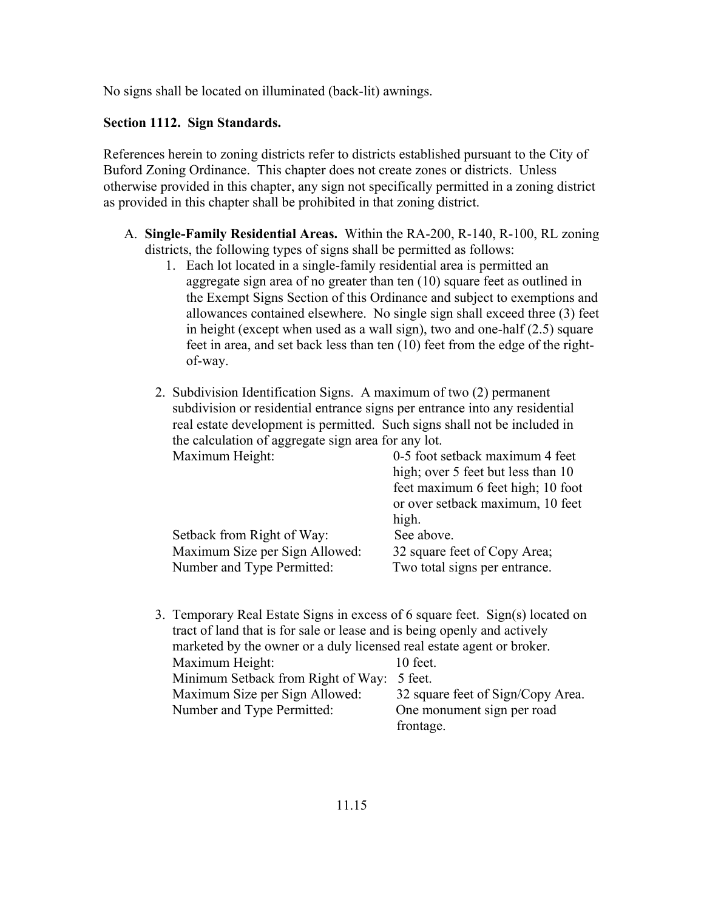No signs shall be located on illuminated (back-lit) awnings.

**Section 1112. Sign Standards.**

References herein to zoning districts refer to districts established pursuant to the City of Buford Zoning Ordinance. This chapter does not create zones or districts. Unless otherwise provided in this chapter, any sign not specifically permitted in a zoning district as provided in this chapter shall be prohibited in that zoning district.

A. **Single-Family Residential Areas.** Within the RA-200, R-140, R-100, RL zoning districts, the following types of signs shall be permitted as follows:

   1. Each lot located in a single-family residential area is permitted an aggregate sign area of no greater than ten (10) square feet as outlined in the Exempt Signs Section of this Ordinance and subject to exemptions and allowances contained elsewhere. No single sign shall exceed three (3) feet in height (except when used as a wall sign), two and one-half (2.5) square feet in area, and set back less than ten (10) feet from the edge of the right-of-way.

   2. Subdivision Identification Signs. A maximum of two (2) permanent subdivision or residential entrance signs per entrance into any residential real estate development is permitted. Such signs shall not be included in the calculation of aggregate sign area for any lot.

      | | |
      |---|---|
      | Maximum Height: | 0-5 foot setback maximum 4 feet high; over 5 feet but less than 10 feet maximum 6 feet high; 10 foot or over setback maximum, 10 feet high. |
      | Setback from Right of Way: | See above. |
      | Maximum Size per Sign Allowed: | 32 square feet of Copy Area; |
      | Number and Type Permitted: | Two total signs per entrance. |

   3. Temporary Real Estate Signs in excess of 6 square feet. Sign(s) located on tract of land that is for sale or lease and is being openly and actively marketed by the owner or a duly licensed real estate agent or broker.

      | | |
      |---|---|
      | Maximum Height: | 10 feet. |
      | Minimum Setback from Right of Way: | 5 feet. |
      | Maximum Size per Sign Allowed: | 32 square feet of Sign/Copy Area. |
      | Number and Type Permitted: | One monument sign per road frontage. |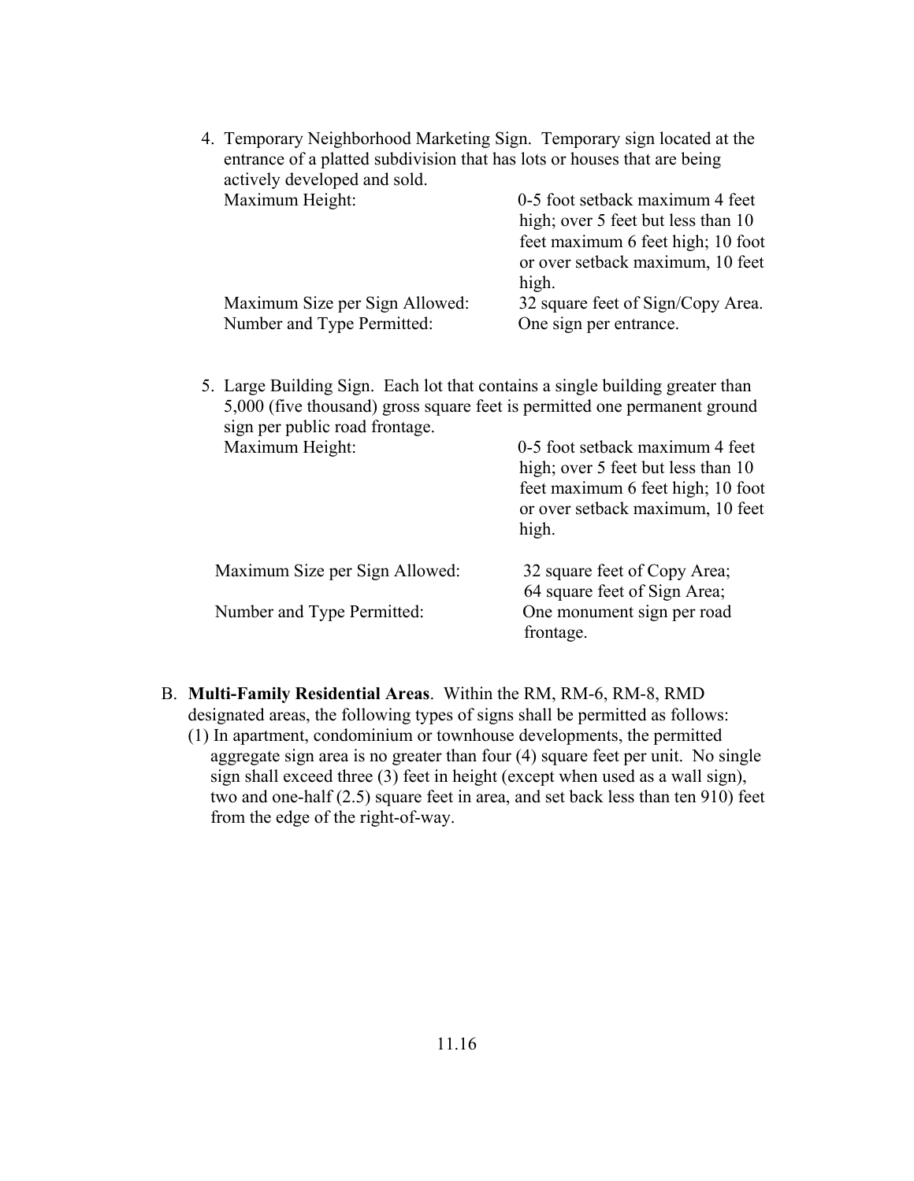4. Temporary Neighborhood Marketing Sign. Temporary sign located at the entrance of a platted subdivision that has lots or houses that are being actively developed and sold.

| | |
|---|---|
| Maximum Height: | 0-5 foot setback maximum 4 feet high; over 5 feet but less than 10 feet maximum 6 feet high; 10 foot or over setback maximum, 10 feet high. |
| Maximum Size per Sign Allowed: | 32 square feet of Sign/Copy Area. |
| Number and Type Permitted: | One sign per entrance. |

5. Large Building Sign. Each lot that contains a single building greater than 5,000 (five thousand) gross square feet is permitted one permanent ground sign per public road frontage.

| | |
|---|---|
| Maximum Height: | 0-5 foot setback maximum 4 feet high; over 5 feet but less than 10 feet maximum 6 feet high; 10 foot or over setback maximum, 10 feet high. |
| Maximum Size per Sign Allowed: | 32 square feet of Copy Area; 64 square feet of Sign Area; |
| Number and Type Permitted: | One monument sign per road frontage. |

B. **Multi-Family Residential Areas**. Within the RM, RM-6, RM-8, RMD designated areas, the following types of signs shall be permitted as follows:

(1) In apartment, condominium or townhouse developments, the permitted aggregate sign area is no greater than four (4) square feet per unit. No single sign shall exceed three (3) feet in height (except when used as a wall sign), two and one-half (2.5) square feet in area, and set back less than ten 910) feet from the edge of the right-of-way.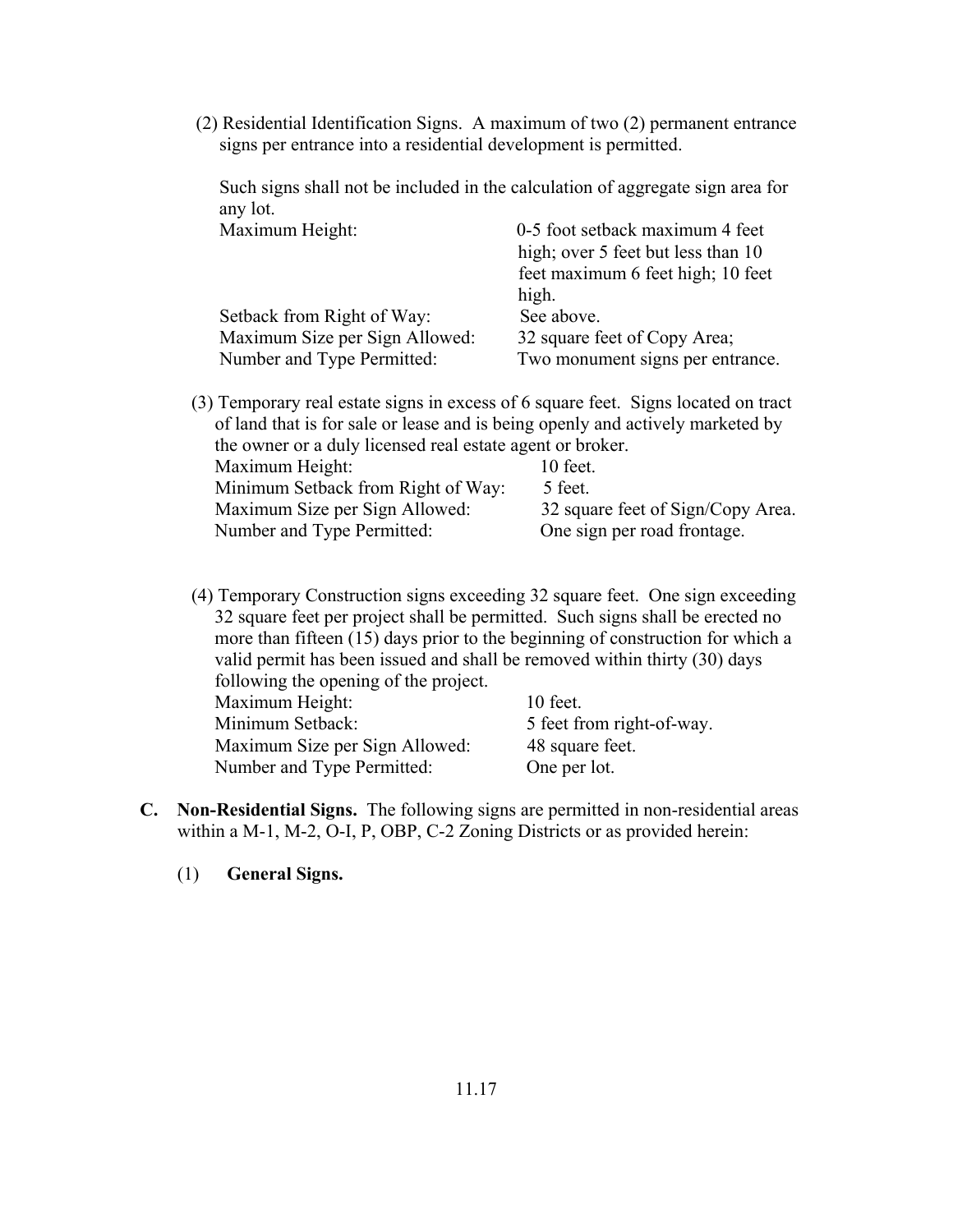(2) Residential Identification Signs. A maximum of two (2) permanent entrance signs per entrance into a residential development is permitted.

Such signs shall not be included in the calculation of aggregate sign area for any lot.

| | |
|---|---|
| Maximum Height: | 0-5 foot setback maximum 4 feet high; over 5 feet but less than 10 feet maximum 6 feet high; 10 feet high. |
| Setback from Right of Way: | See above. |
| Maximum Size per Sign Allowed: | 32 square feet of Copy Area; |
| Number and Type Permitted: | Two monument signs per entrance. |

(3) Temporary real estate signs in excess of 6 square feet. Signs located on tract of land that is for sale or lease and is being openly and actively marketed by the owner or a duly licensed real estate agent or broker.

| | |
|---|---|
| Maximum Height: | 10 feet. |
| Minimum Setback from Right of Way: | 5 feet. |
| Maximum Size per Sign Allowed: | 32 square feet of Sign/Copy Area. |
| Number and Type Permitted: | One sign per road frontage. |

(4) Temporary Construction signs exceeding 32 square feet. One sign exceeding 32 square feet per project shall be permitted. Such signs shall be erected no more than fifteen (15) days prior to the beginning of construction for which a valid permit has been issued and shall be removed within thirty (30) days following the opening of the project.

| | |
|---|---|
| Maximum Height: | 10 feet. |
| Minimum Setback: | 5 feet from right-of-way. |
| Maximum Size per Sign Allowed: | 48 square feet. |
| Number and Type Permitted: | One per lot. |

**C. Non-Residential Signs.** The following signs are permitted in non-residential areas within a M-1, M-2, O-I, P, OBP, C-2 Zoning Districts or as provided herein:

(1) **General Signs.**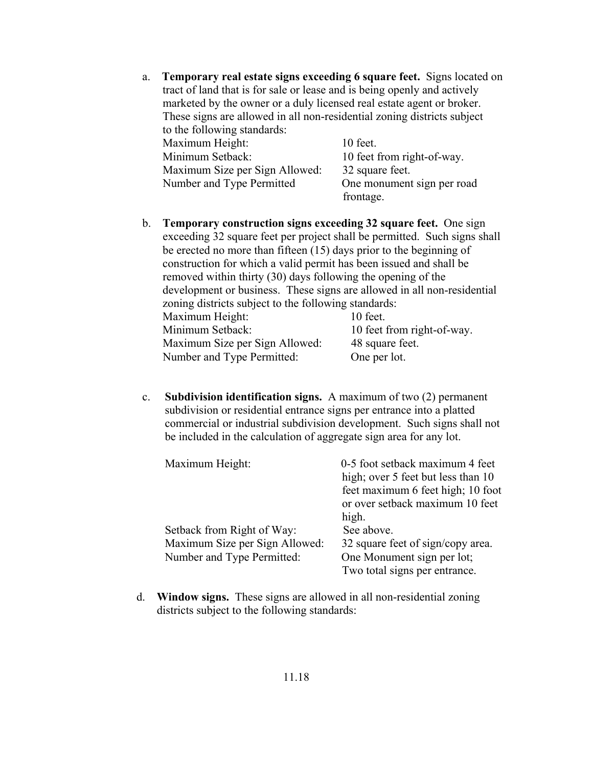a. **Temporary real estate signs exceeding 6 square feet.** Signs located on tract of land that is for sale or lease and is being openly and actively marketed by the owner or a duly licensed real estate agent or broker. These signs are allowed in all non-residential zoning districts subject to the following standards:

| | |
|---|---|
| Maximum Height: | 10 feet. |
| Minimum Setback: | 10 feet from right-of-way. |
| Maximum Size per Sign Allowed: | 32 square feet. |
| Number and Type Permitted | One monument sign per road frontage. |

b. **Temporary construction signs exceeding 32 square feet.** One sign exceeding 32 square feet per project shall be permitted. Such signs shall be erected no more than fifteen (15) days prior to the beginning of construction for which a valid permit has been issued and shall be removed within thirty (30) days following the opening of the development or business. These signs are allowed in all non-residential zoning districts subject to the following standards:

| | |
|---|---|
| Maximum Height: | 10 feet. |
| Minimum Setback: | 10 feet from right-of-way. |
| Maximum Size per Sign Allowed: | 48 square feet. |
| Number and Type Permitted: | One per lot. |

c. **Subdivision identification signs.** A maximum of two (2) permanent subdivision or residential entrance signs per entrance into a platted commercial or industrial subdivision development. Such signs shall not be included in the calculation of aggregate sign area for any lot.

| | |
|---|---|
| Maximum Height: | 0-5 foot setback maximum 4 feet high; over 5 feet but less than 10 feet maximum 6 feet high; 10 foot or over setback maximum 10 feet high. |
| Setback from Right of Way: | See above. |
| Maximum Size per Sign Allowed: | 32 square feet of sign/copy area. |
| Number and Type Permitted: | One Monument sign per lot; Two total signs per entrance. |

d. **Window signs.** These signs are allowed in all non-residential zoning districts subject to the following standards: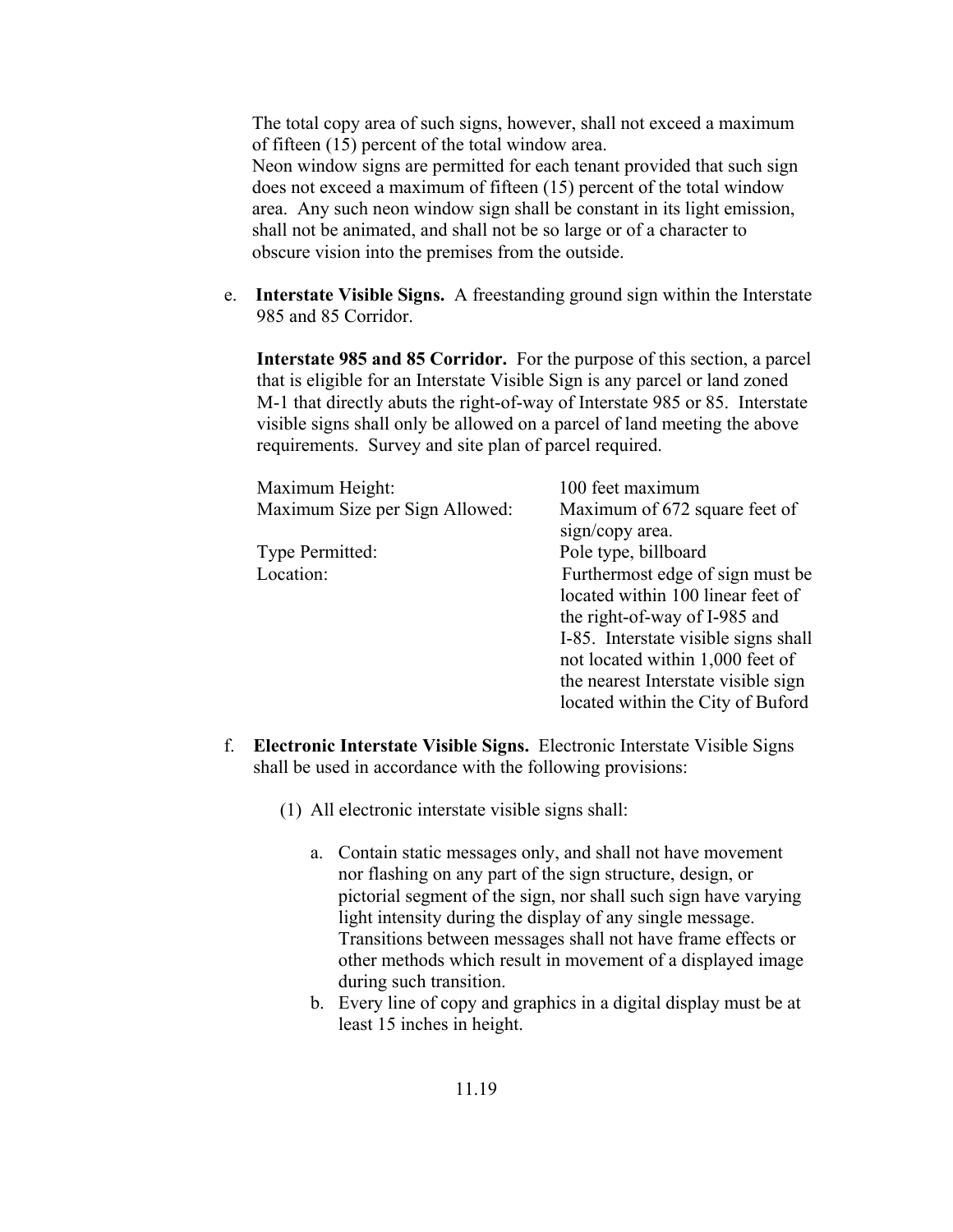The total copy area of such signs, however, shall not exceed a maximum of fifteen (15) percent of the total window area.
Neon window signs are permitted for each tenant provided that such sign does not exceed a maximum of fifteen (15) percent of the total window area. Any such neon window sign shall be constant in its light emission, shall not be animated, and shall not be so large or of a character to obscure vision into the premises from the outside.

e. **Interstate Visible Signs.** A freestanding ground sign within the Interstate 985 and 85 Corridor.

   **Interstate 985 and 85 Corridor.** For the purpose of this section, a parcel that is eligible for an Interstate Visible Sign is any parcel or land zoned M-1 that directly abuts the right-of-way of Interstate 985 or 85. Interstate visible signs shall only be allowed on a parcel of land meeting the above requirements. Survey and site plan of parcel required.

| | |
|---|---|
| Maximum Height: | 100 feet maximum |
| Maximum Size per Sign Allowed: | Maximum of 672 square feet of sign/copy area. |
| Type Permitted: | Pole type, billboard |
| Location: | Furthermost edge of sign must be located within 100 linear feet of the right-of-way of I-985 and I-85. Interstate visible signs shall not located within 1,000 feet of the nearest Interstate visible sign located within the City of Buford |

f. **Electronic Interstate Visible Signs.** Electronic Interstate Visible Signs shall be used in accordance with the following provisions:

   (1) All electronic interstate visible signs shall:

      a. Contain static messages only, and shall not have movement nor flashing on any part of the sign structure, design, or pictorial segment of the sign, nor shall such sign have varying light intensity during the display of any single message. Transitions between messages shall not have frame effects or other methods which result in movement of a displayed image during such transition.
      b. Every line of copy and graphics in a digital display must be at least 15 inches in height.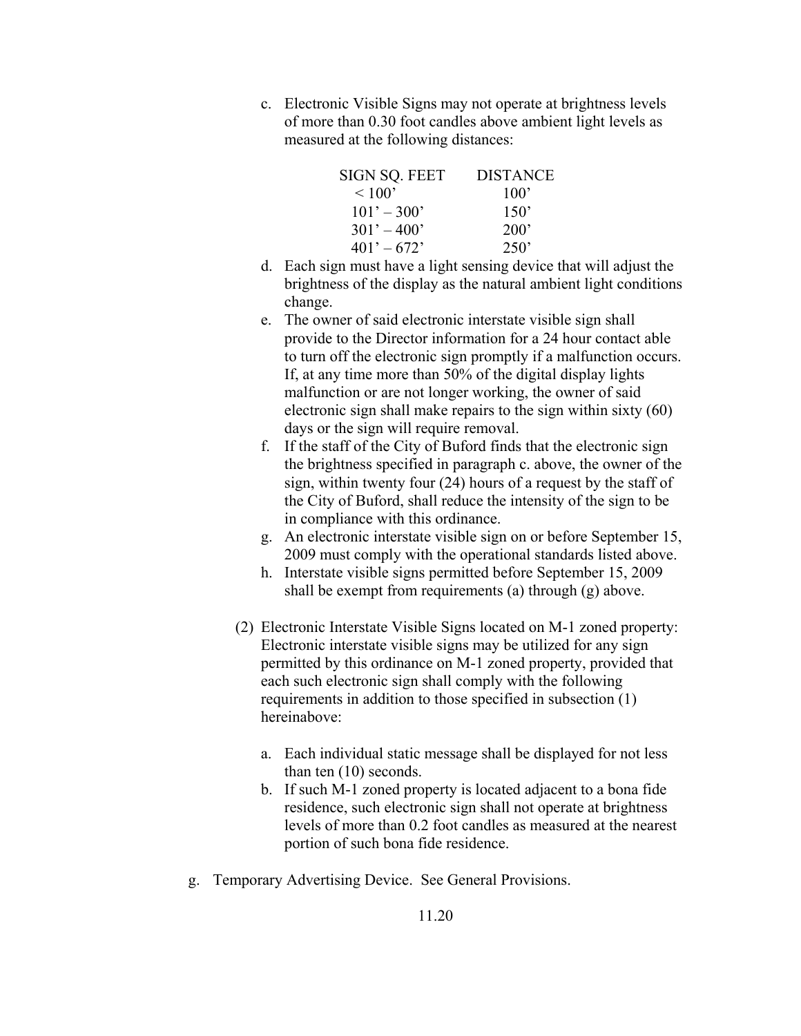c. Electronic Visible Signs may not operate at brightness levels of more than 0.30 foot candles above ambient light levels as measured at the following distances:

| SIGN SQ. FEET | DISTANCE |
|---|---|
| < 100’ | 100’ |
| 101’ – 300’ | 150’ |
| 301’ – 400’ | 200’ |
| 401’ – 672’ | 250’ |

d. Each sign must have a light sensing device that will adjust the brightness of the display as the natural ambient light conditions change.

e. The owner of said electronic interstate visible sign shall provide to the Director information for a 24 hour contact able to turn off the electronic sign promptly if a malfunction occurs. If, at any time more than 50% of the digital display lights malfunction or are not longer working, the owner of said electronic sign shall make repairs to the sign within sixty (60) days or the sign will require removal.

f. If the staff of the City of Buford finds that the electronic sign the brightness specified in paragraph c. above, the owner of the sign, within twenty four (24) hours of a request by the staff of the City of Buford, shall reduce the intensity of the sign to be in compliance with this ordinance.

g. An electronic interstate visible sign on or before September 15, 2009 must comply with the operational standards listed above.

h. Interstate visible signs permitted before September 15, 2009 shall be exempt from requirements (a) through (g) above.

(2) Electronic Interstate Visible Signs located on M-1 zoned property: Electronic interstate visible signs may be utilized for any sign permitted by this ordinance on M-1 zoned property, provided that each such electronic sign shall comply with the following requirements in addition to those specified in subsection (1) hereinabove:

a. Each individual static message shall be displayed for not less than ten (10) seconds.

b. If such M-1 zoned property is located adjacent to a bona fide residence, such electronic sign shall not operate at brightness levels of more than 0.2 foot candles as measured at the nearest portion of such bona fide residence.

g. Temporary Advertising Device. See General Provisions.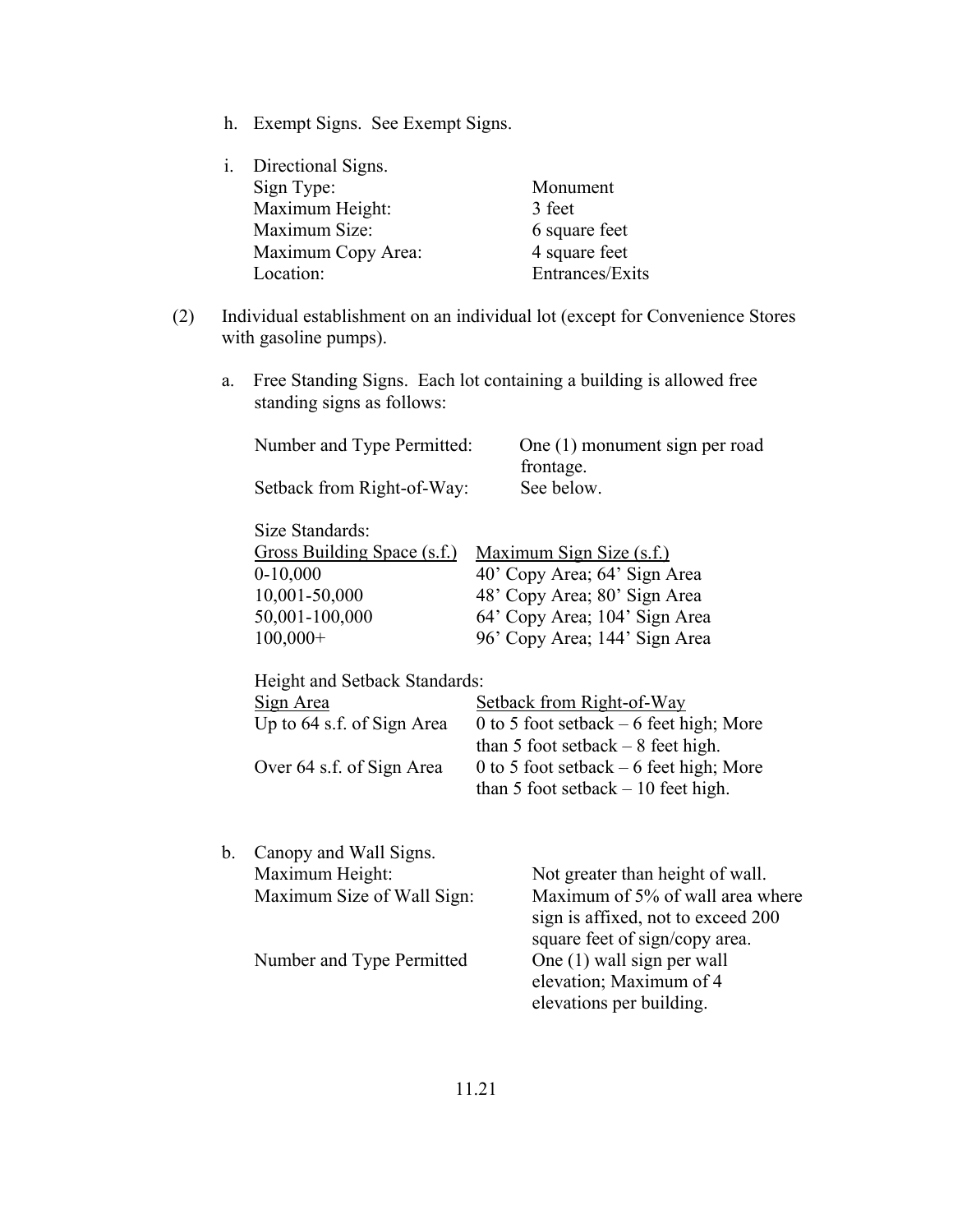h. Exempt Signs. See Exempt Signs.

i. Directional Signs.

| | |
|---|---|
| Sign Type: | Monument |
| Maximum Height: | 3 feet |
| Maximum Size: | 6 square feet |
| Maximum Copy Area: | 4 square feet |
| Location: | Entrances/Exits |

(2) Individual establishment on an individual lot (except for Convenience Stores with gasoline pumps).

a. Free Standing Signs. Each lot containing a building is allowed free standing signs as follows:

| | |
|---|---|
| Number and Type Permitted: | One (1) monument sign per road frontage. |
| Setback from Right-of-Way: | See below. |

Size Standards:

| Gross Building Space (s.f.) | Maximum Sign Size (s.f.) |
|---|---|
| 0-10,000 | 40' Copy Area; 64' Sign Area |
| 10,001-50,000 | 48' Copy Area; 80' Sign Area |
| 50,001-100,000 | 64' Copy Area; 104' Sign Area |
| 100,000+ | 96' Copy Area; 144' Sign Area |

Height and Setback Standards:

| Sign Area | Setback from Right-of-Way |
|---|---|
| Up to 64 s.f. of Sign Area | 0 to 5 foot setback – 6 feet high; More than 5 foot setback – 8 feet high. |
| Over 64 s.f. of Sign Area | 0 to 5 foot setback – 6 feet high; More than 5 foot setback – 10 feet high. |

b. Canopy and Wall Signs.

| | |
|---|---|
| Maximum Height: | Not greater than height of wall. |
| Maximum Size of Wall Sign: | Maximum of 5% of wall area where sign is affixed, not to exceed 200 square feet of sign/copy area. |
| Number and Type Permitted | One (1) wall sign per wall elevation; Maximum of 4 elevations per building. |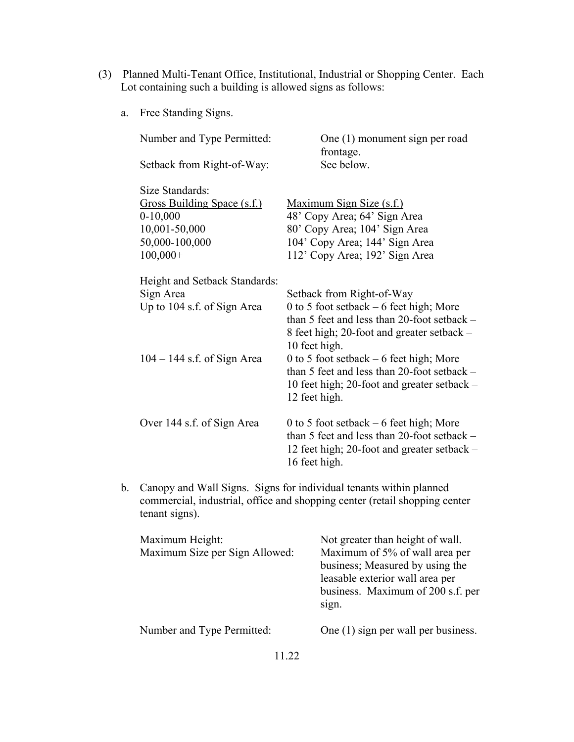(3) Planned Multi-Tenant Office, Institutional, Industrial or Shopping Center. Each Lot containing such a building is allowed signs as follows:

a. Free Standing Signs.

| | |
|---|---|
| Number and Type Permitted: | One (1) monument sign per road frontage. |
| Setback from Right-of-Way: | See below. |

Size Standards:

| Gross Building Space (s.f.) | Maximum Sign Size (s.f.) |
|---|---|
| 0-10,000 | 48' Copy Area; 64' Sign Area |
| 10,001-50,000 | 80' Copy Area; 104' Sign Area |
| 50,000-100,000 | 104' Copy Area; 144' Sign Area |
| 100,000+ | 112' Copy Area; 192' Sign Area |

Height and Setback Standards:

| Sign Area | Setback from Right-of-Way |
|---|---|
| Up to 104 s.f. of Sign Area | 0 to 5 foot setback – 6 feet high; More than 5 feet and less than 20-foot setback – 8 feet high; 20-foot and greater setback – 10 feet high. |
| 104 – 144 s.f. of Sign Area | 0 to 5 foot setback – 6 feet high; More than 5 feet and less than 20-foot setback – 10 feet high; 20-foot and greater setback – 12 feet high. |
| Over 144 s.f. of Sign Area | 0 to 5 foot setback – 6 feet high; More than 5 feet and less than 20-foot setback – 12 feet high; 20-foot and greater setback – 16 feet high. |

b. Canopy and Wall Signs. Signs for individual tenants within planned commercial, industrial, office and shopping center (retail shopping center tenant signs).

| | |
|---|---|
| Maximum Height: | Not greater than height of wall. |
| Maximum Size per Sign Allowed: | Maximum of 5% of wall area per business; Measured by using the leasable exterior wall area per business. Maximum of 200 s.f. per sign. |
| Number and Type Permitted: | One (1) sign per wall per business. |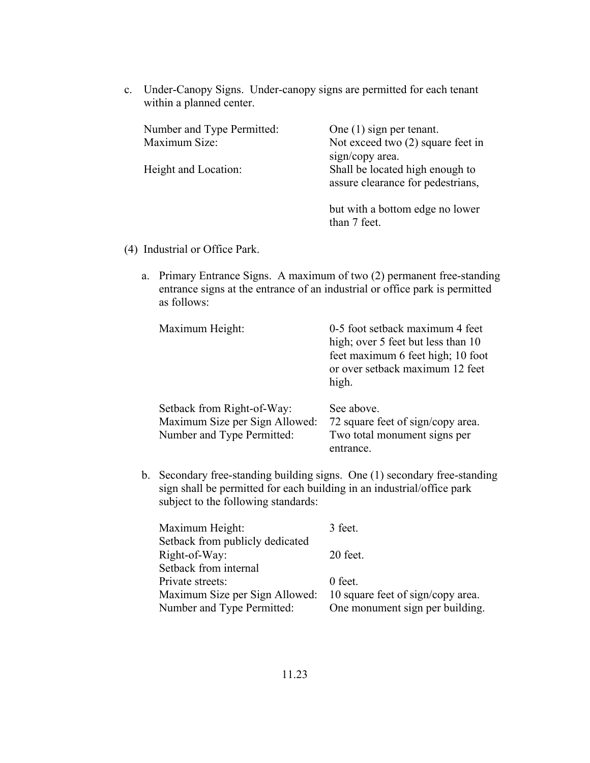c. Under-Canopy Signs. Under-canopy signs are permitted for each tenant within a planned center.

| | |
|---|---|
| Number and Type Permitted: | One (1) sign per tenant. |
| Maximum Size: | Not exceed two (2) square feet in sign/copy area. |
| Height and Location: | Shall be located high enough to assure clearance for pedestrians, but with a bottom edge no lower than 7 feet. |

(4) Industrial or Office Park.

a. Primary Entrance Signs. A maximum of two (2) permanent free-standing entrance signs at the entrance of an industrial or office park is permitted as follows:

| | |
|---|---|
| Maximum Height: | 0-5 foot setback maximum 4 feet high; over 5 feet but less than 10 feet maximum 6 feet high; 10 foot or over setback maximum 12 feet high. |
| Setback from Right-of-Way: | See above. |
| Maximum Size per Sign Allowed: | 72 square feet of sign/copy area. |
| Number and Type Permitted: | Two total monument signs per entrance. |

b. Secondary free-standing building signs. One (1) secondary free-standing sign shall be permitted for each building in an industrial/office park subject to the following standards:

| | |
|---|---|
| Maximum Height: | 3 feet. |
| Setback from publicly dedicated Right-of-Way: | 20 feet. |
| Setback from internal Private streets: | 0 feet. |
| Maximum Size per Sign Allowed: | 10 square feet of sign/copy area. |
| Number and Type Permitted: | One monument sign per building. |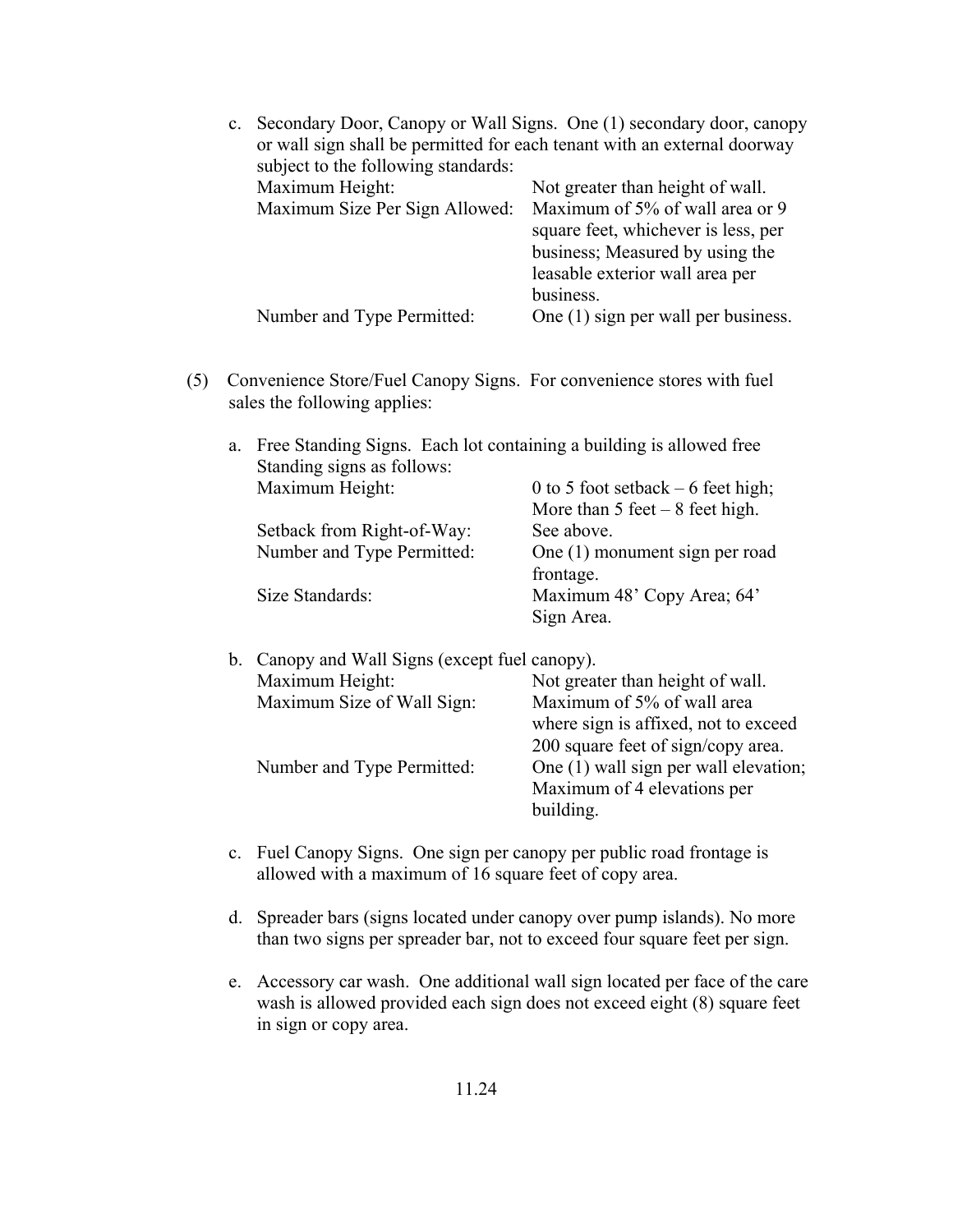c. Secondary Door, Canopy or Wall Signs. One (1) secondary door, canopy or wall sign shall be permitted for each tenant with an external doorway subject to the following standards:

| | |
|---|---|
| Maximum Height: | Not greater than height of wall. |
| Maximum Size Per Sign Allowed: | Maximum of 5% of wall area or 9 square feet, whichever is less, per business; Measured by using the leasable exterior wall area per business. |
| Number and Type Permitted: | One (1) sign per wall per business. |

(5) Convenience Store/Fuel Canopy Signs. For convenience stores with fuel sales the following applies:

a. Free Standing Signs. Each lot containing a building is allowed free Standing signs as follows:

| | |
|---|---|
| Maximum Height: | 0 to 5 foot setback – 6 feet high; More than 5 feet – 8 feet high. |
| Setback from Right-of-Way: | See above. |
| Number and Type Permitted: | One (1) monument sign per road frontage. |
| Size Standards: | Maximum 48' Copy Area; 64' Sign Area. |

b. Canopy and Wall Signs (except fuel canopy).

| | |
|---|---|
| Maximum Height: | Not greater than height of wall. |
| Maximum Size of Wall Sign: | Maximum of 5% of wall area where sign is affixed, not to exceed 200 square feet of sign/copy area. |
| Number and Type Permitted: | One (1) wall sign per wall elevation; Maximum of 4 elevations per building. |

c. Fuel Canopy Signs. One sign per canopy per public road frontage is allowed with a maximum of 16 square feet of copy area.

d. Spreader bars (signs located under canopy over pump islands). No more than two signs per spreader bar, not to exceed four square feet per sign.

e. Accessory car wash. One additional wall sign located per face of the care wash is allowed provided each sign does not exceed eight (8) square feet in sign or copy area.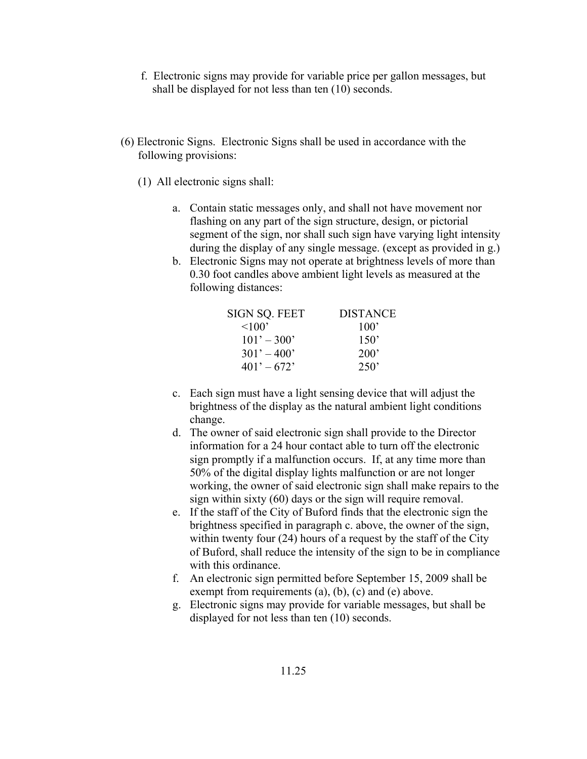f. Electronic signs may provide for variable price per gallon messages, but shall be displayed for not less than ten (10) seconds.

(6) Electronic Signs. Electronic Signs shall be used in accordance with the following provisions:

(1) All electronic signs shall:

a. Contain static messages only, and shall not have movement nor flashing on any part of the sign structure, design, or pictorial segment of the sign, nor shall such sign have varying light intensity during the display of any single message. (except as provided in g.)
b. Electronic Signs may not operate at brightness levels of more than 0.30 foot candles above ambient light levels as measured at the following distances:

| SIGN SQ. FEET | DISTANCE |
|---|---|
| <100' | 100' |
| 101' – 300' | 150' |
| 301' – 400' | 200' |
| 401' – 672' | 250' |

c. Each sign must have a light sensing device that will adjust the brightness of the display as the natural ambient light conditions change.
d. The owner of said electronic sign shall provide to the Director information for a 24 hour contact able to turn off the electronic sign promptly if a malfunction occurs. If, at any time more than 50% of the digital display lights malfunction or are not longer working, the owner of said electronic sign shall make repairs to the sign within sixty (60) days or the sign will require removal.
e. If the staff of the City of Buford finds that the electronic sign the brightness specified in paragraph c. above, the owner of the sign, within twenty four (24) hours of a request by the staff of the City of Buford, shall reduce the intensity of the sign to be in compliance with this ordinance.
f. An electronic sign permitted before September 15, 2009 shall be exempt from requirements (a), (b), (c) and (e) above.
g. Electronic signs may provide for variable messages, but shall be displayed for not less than ten (10) seconds.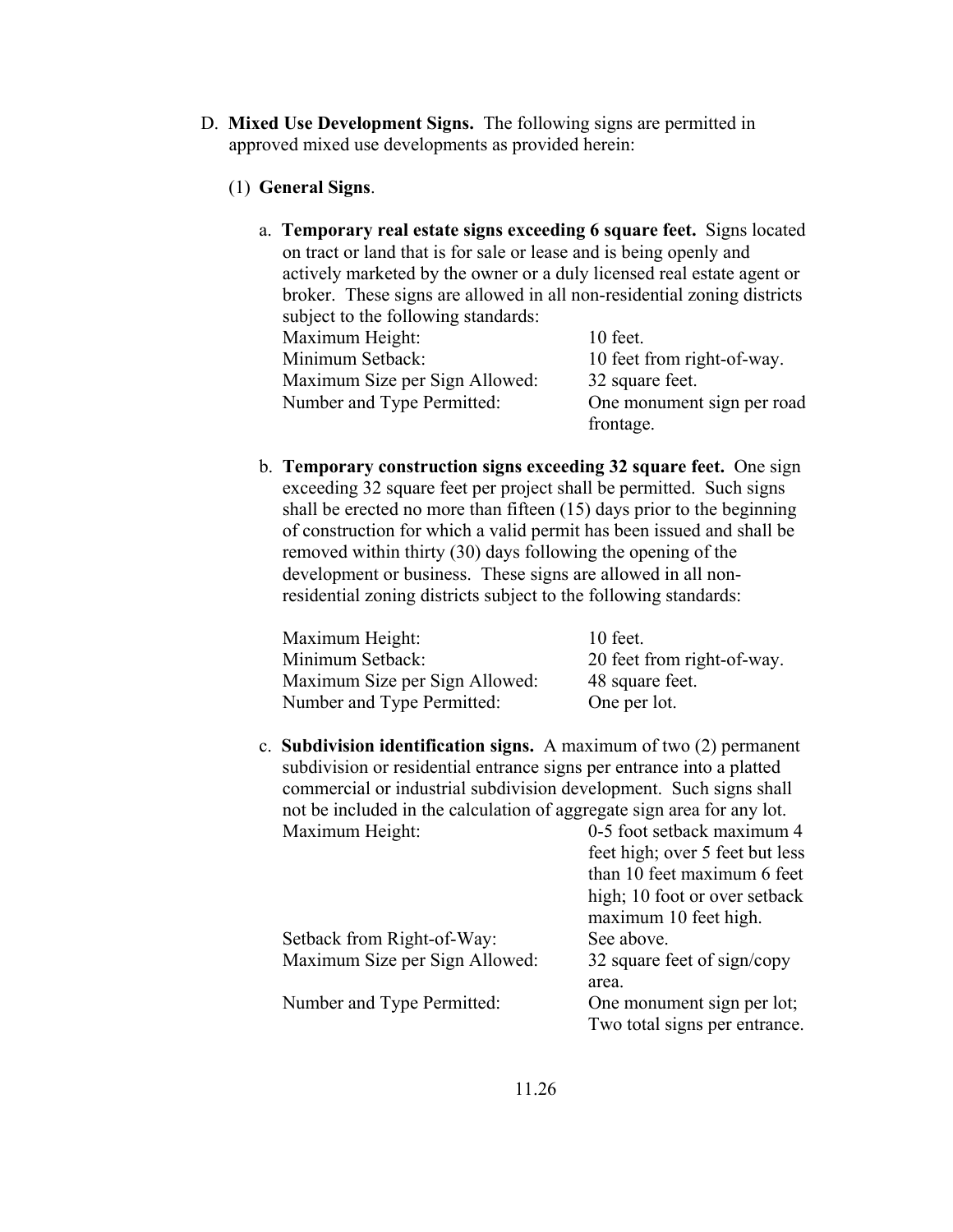D. **Mixed Use Development Signs.** The following signs are permitted in approved mixed use developments as provided herein:

(1) **General Signs**.

a. **Temporary real estate signs exceeding 6 square feet.** Signs located on tract or land that is for sale or lease and is being openly and actively marketed by the owner or a duly licensed real estate agent or broker. These signs are allowed in all non-residential zoning districts subject to the following standards:

| | |
|---|---|
| Maximum Height: | 10 feet. |
| Minimum Setback: | 10 feet from right-of-way. |
| Maximum Size per Sign Allowed: | 32 square feet. |
| Number and Type Permitted: | One monument sign per road frontage. |

b. **Temporary construction signs exceeding 32 square feet.** One sign exceeding 32 square feet per project shall be permitted. Such signs shall be erected no more than fifteen (15) days prior to the beginning of construction for which a valid permit has been issued and shall be removed within thirty (30) days following the opening of the development or business. These signs are allowed in all non-residential zoning districts subject to the following standards:

| | |
|---|---|
| Maximum Height: | 10 feet. |
| Minimum Setback: | 20 feet from right-of-way. |
| Maximum Size per Sign Allowed: | 48 square feet. |
| Number and Type Permitted: | One per lot. |

c. **Subdivision identification signs.** A maximum of two (2) permanent subdivision or residential entrance signs per entrance into a platted commercial or industrial subdivision development. Such signs shall not be included in the calculation of aggregate sign area for any lot.

| | |
|---|---|
| Maximum Height: | 0-5 foot setback maximum 4 feet high; over 5 feet but less than 10 feet maximum 6 feet high; 10 foot or over setback maximum 10 feet high. |
| Setback from Right-of-Way: | See above. |
| Maximum Size per Sign Allowed: | 32 square feet of sign/copy area. |
| Number and Type Permitted: | One monument sign per lot; Two total signs per entrance. |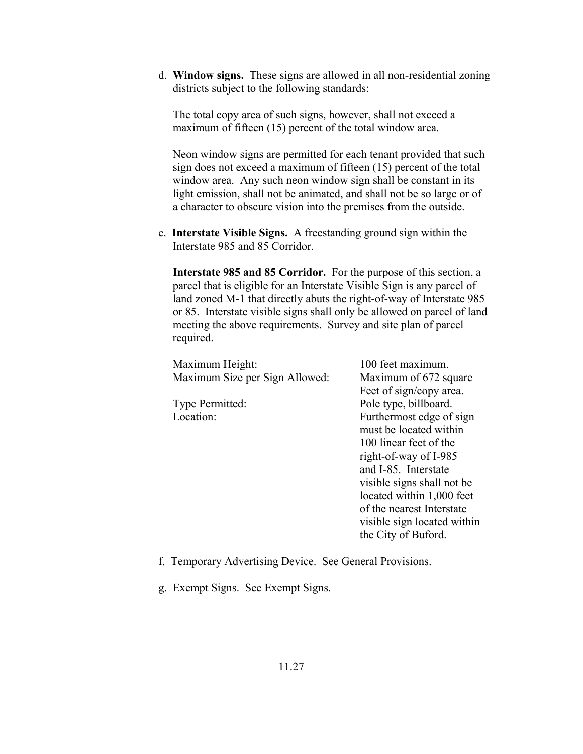d. **Window signs.** These signs are allowed in all non-residential zoning districts subject to the following standards:

The total copy area of such signs, however, shall not exceed a maximum of fifteen (15) percent of the total window area.

Neon window signs are permitted for each tenant provided that such sign does not exceed a maximum of fifteen (15) percent of the total window area. Any such neon window sign shall be constant in its light emission, shall not be animated, and shall not be so large or of a character to obscure vision into the premises from the outside.

e. **Interstate Visible Signs.** A freestanding ground sign within the Interstate 985 and 85 Corridor.

**Interstate 985 and 85 Corridor.** For the purpose of this section, a parcel that is eligible for an Interstate Visible Sign is any parcel of land zoned M-1 that directly abuts the right-of-way of Interstate 985 or 85. Interstate visible signs shall only be allowed on parcel of land meeting the above requirements. Survey and site plan of parcel required.

| | |
|---|---|
| Maximum Height: | 100 feet maximum. |
| Maximum Size per Sign Allowed: | Maximum of 672 square Feet of sign/copy area. |
| Type Permitted: | Pole type, billboard. |
| Location: | Furthermost edge of sign must be located within 100 linear feet of the right-of-way of I-985 and I-85. Interstate visible signs shall not be located within 1,000 feet of the nearest Interstate visible sign located within the City of Buford. |

f. Temporary Advertising Device. See General Provisions.

g. Exempt Signs. See Exempt Signs.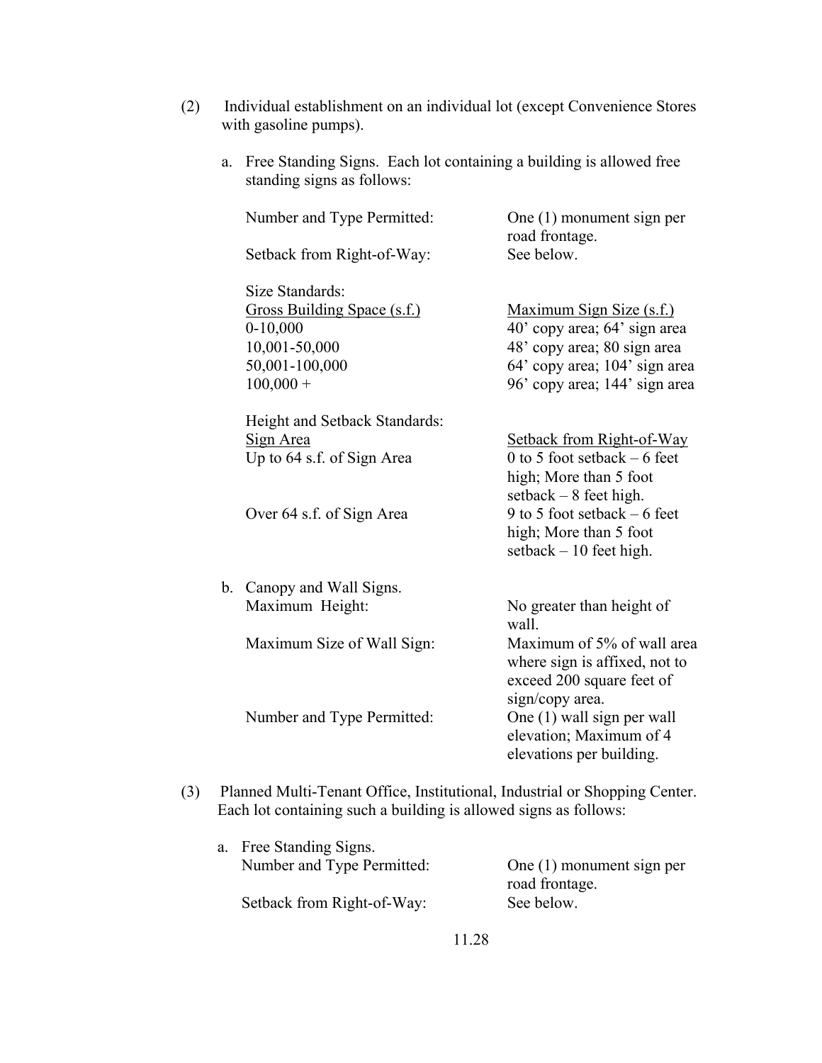(2) Individual establishment on an individual lot (except Convenience Stores with gasoline pumps).

a. Free Standing Signs. Each lot containing a building is allowed free standing signs as follows:

| | |
|---|---|
| Number and Type Permitted: | One (1) monument sign per road frontage. |
| Setback from Right-of-Way: | See below. |

Size Standards:

| Gross Building Space (s.f.) | Maximum Sign Size (s.f.) |
|---|---|
| 0-10,000 | 40' copy area; 64' sign area |
| 10,001-50,000 | 48' copy area; 80 sign area |
| 50,001-100,000 | 64' copy area; 104' sign area |
| 100,000 + | 96' copy area; 144' sign area |

Height and Setback Standards:

| Sign Area | Setback from Right-of-Way |
|---|---|
| Up to 64 s.f. of Sign Area | 0 to 5 foot setback – 6 feet high; More than 5 foot setback – 8 feet high. |
| Over 64 s.f. of Sign Area | 9 to 5 foot setback – 6 feet high; More than 5 foot setback – 10 feet high. |

b. Canopy and Wall Signs.

| | |
|---|---|
| Maximum Height: | No greater than height of wall. |
| Maximum Size of Wall Sign: | Maximum of 5% of wall area where sign is affixed, not to exceed 200 square feet of sign/copy area. |
| Number and Type Permitted: | One (1) wall sign per wall elevation; Maximum of 4 elevations per building. |

(3) Planned Multi-Tenant Office, Institutional, Industrial or Shopping Center. Each lot containing such a building is allowed signs as follows:

a. Free Standing Signs.

| | |
|---|---|
| Number and Type Permitted: | One (1) monument sign per road frontage. |
| Setback from Right-of-Way: | See below. |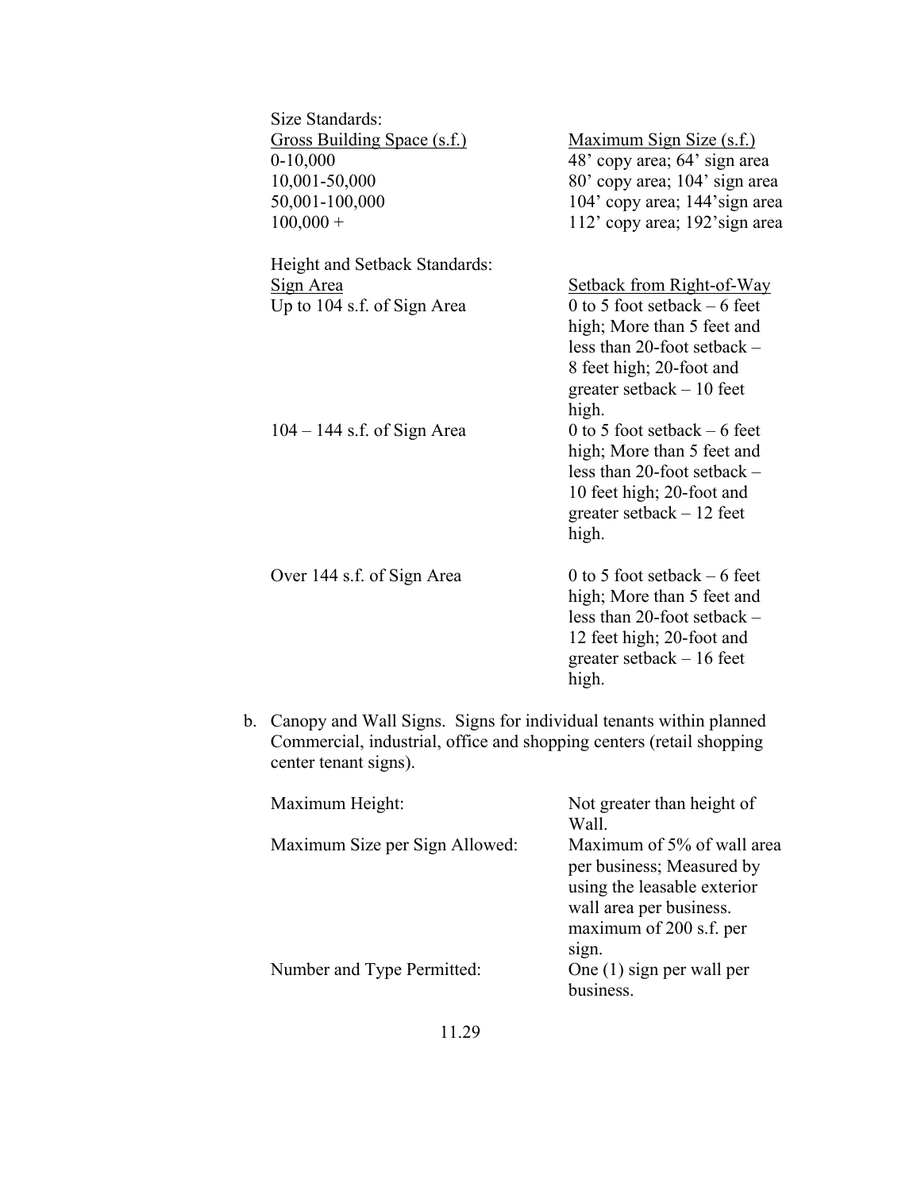Size Standards:

| Gross Building Space (s.f.) | Maximum Sign Size (s.f.) |
| --- | --- |
| 0-10,000 | 48’ copy area; 64’ sign area |
| 10,001-50,000 | 80’ copy area; 104’ sign area |
| 50,001-100,000 | 104’ copy area; 144’sign area |
| 100,000 + | 112’ copy area; 192’sign area |

Height and Setback Standards:

| Sign Area | Setback from Right-of-Way |
| --- | --- |
| Up to 104 s.f. of Sign Area | 0 to 5 foot setback – 6 feet high; More than 5 feet and less than 20-foot setback – 8 feet high; 20-foot and greater setback – 10 feet high. |
| 104 – 144 s.f. of Sign Area | 0 to 5 foot setback – 6 feet high; More than 5 feet and less than 20-foot setback – 10 feet high; 20-foot and greater setback – 12 feet high. |
| Over 144 s.f. of Sign Area | 0 to 5 foot setback – 6 feet high; More than 5 feet and less than 20-foot setback – 12 feet high; 20-foot and greater setback – 16 feet high. |

b. Canopy and Wall Signs. Signs for individual tenants within planned Commercial, industrial, office and shopping centers (retail shopping center tenant signs).

| | |
| --- | --- |
| Maximum Height: | Not greater than height of Wall. |
| Maximum Size per Sign Allowed: | Maximum of 5% of wall area per business; Measured by using the leasable exterior wall area per business. maximum of 200 s.f. per sign. |
| Number and Type Permitted: | One (1) sign per wall per business. |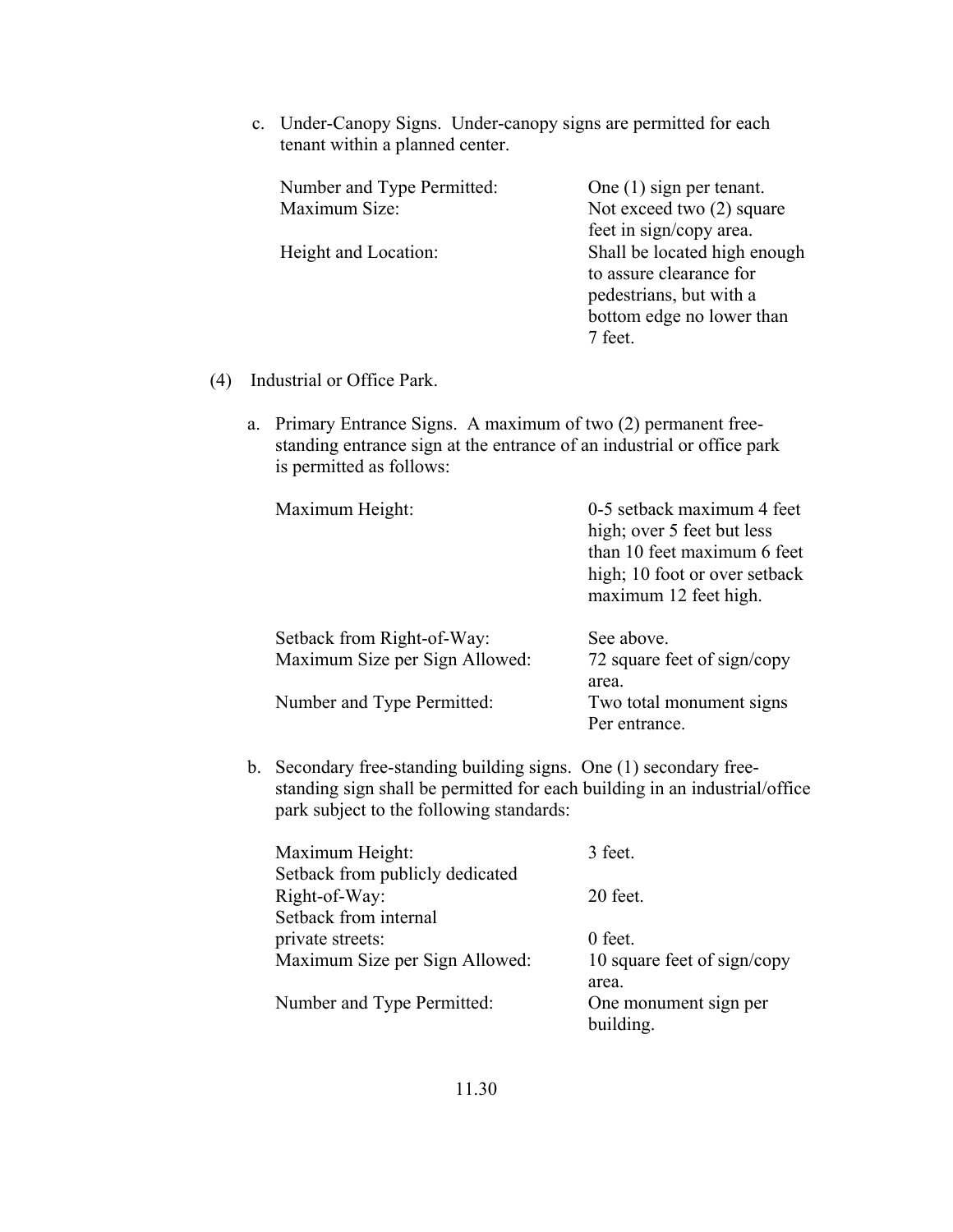c. Under-Canopy Signs. Under-canopy signs are permitted for each tenant within a planned center.

| | |
|---|---|
| Number and Type Permitted: | One (1) sign per tenant. |
| Maximum Size: | Not exceed two (2) square feet in sign/copy area. |
| Height and Location: | Shall be located high enough to assure clearance for pedestrians, but with a bottom edge no lower than 7 feet. |

(4) Industrial or Office Park.

a. Primary Entrance Signs. A maximum of two (2) permanent free-standing entrance sign at the entrance of an industrial or office park is permitted as follows:

| | |
|---|---|
| Maximum Height: | 0-5 setback maximum 4 feet high; over 5 feet but less than 10 feet maximum 6 feet high; 10 foot or over setback maximum 12 feet high. |
| Setback from Right-of-Way: | See above. |
| Maximum Size per Sign Allowed: | 72 square feet of sign/copy area. |
| Number and Type Permitted: | Two total monument signs Per entrance. |

b. Secondary free-standing building signs. One (1) secondary free-standing sign shall be permitted for each building in an industrial/office park subject to the following standards:

| | |
|---|---|
| Maximum Height: | 3 feet. |
| Setback from publicly dedicated Right-of-Way: | 20 feet. |
| Setback from internal private streets: | 0 feet. |
| Maximum Size per Sign Allowed: | 10 square feet of sign/copy area. |
| Number and Type Permitted: | One monument sign per building. |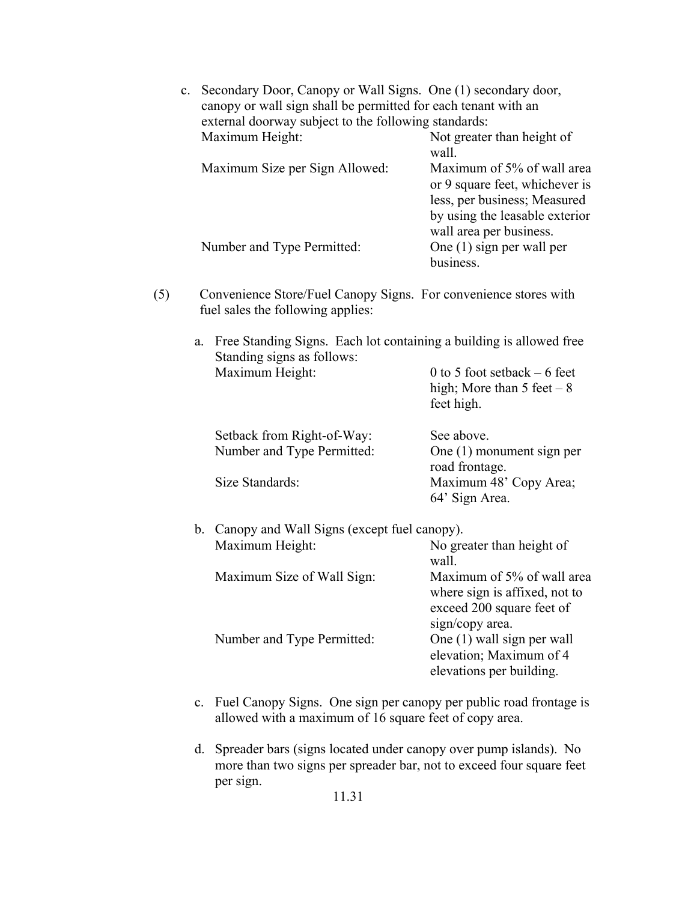c. Secondary Door, Canopy or Wall Signs. One (1) secondary door, canopy or wall sign shall be permitted for each tenant with an external doorway subject to the following standards:

| | |
|---|---|
| Maximum Height: | Not greater than height of wall. |
| Maximum Size per Sign Allowed: | Maximum of 5% of wall area or 9 square feet, whichever is less, per business; Measured by using the leasable exterior wall area per business. |
| Number and Type Permitted: | One (1) sign per wall per business. |

(5) Convenience Store/Fuel Canopy Signs. For convenience stores with fuel sales the following applies:

a. Free Standing Signs. Each lot containing a building is allowed free Standing signs as follows:

| | |
|---|---|
| Maximum Height: | 0 to 5 foot setback – 6 feet high; More than 5 feet – 8 feet high. |
| Setback from Right-of-Way: | See above. |
| Number and Type Permitted: | One (1) monument sign per road frontage. |
| Size Standards: | Maximum 48' Copy Area; 64' Sign Area. |

b. Canopy and Wall Signs (except fuel canopy).

| | |
|---|---|
| Maximum Height: | No greater than height of wall. |
| Maximum Size of Wall Sign: | Maximum of 5% of wall area where sign is affixed, not to exceed 200 square feet of sign/copy area. |
| Number and Type Permitted: | One (1) wall sign per wall elevation; Maximum of 4 elevations per building. |

c. Fuel Canopy Signs. One sign per canopy per public road frontage is allowed with a maximum of 16 square feet of copy area.

d. Spreader bars (signs located under canopy over pump islands). No more than two signs per spreader bar, not to exceed four square feet per sign.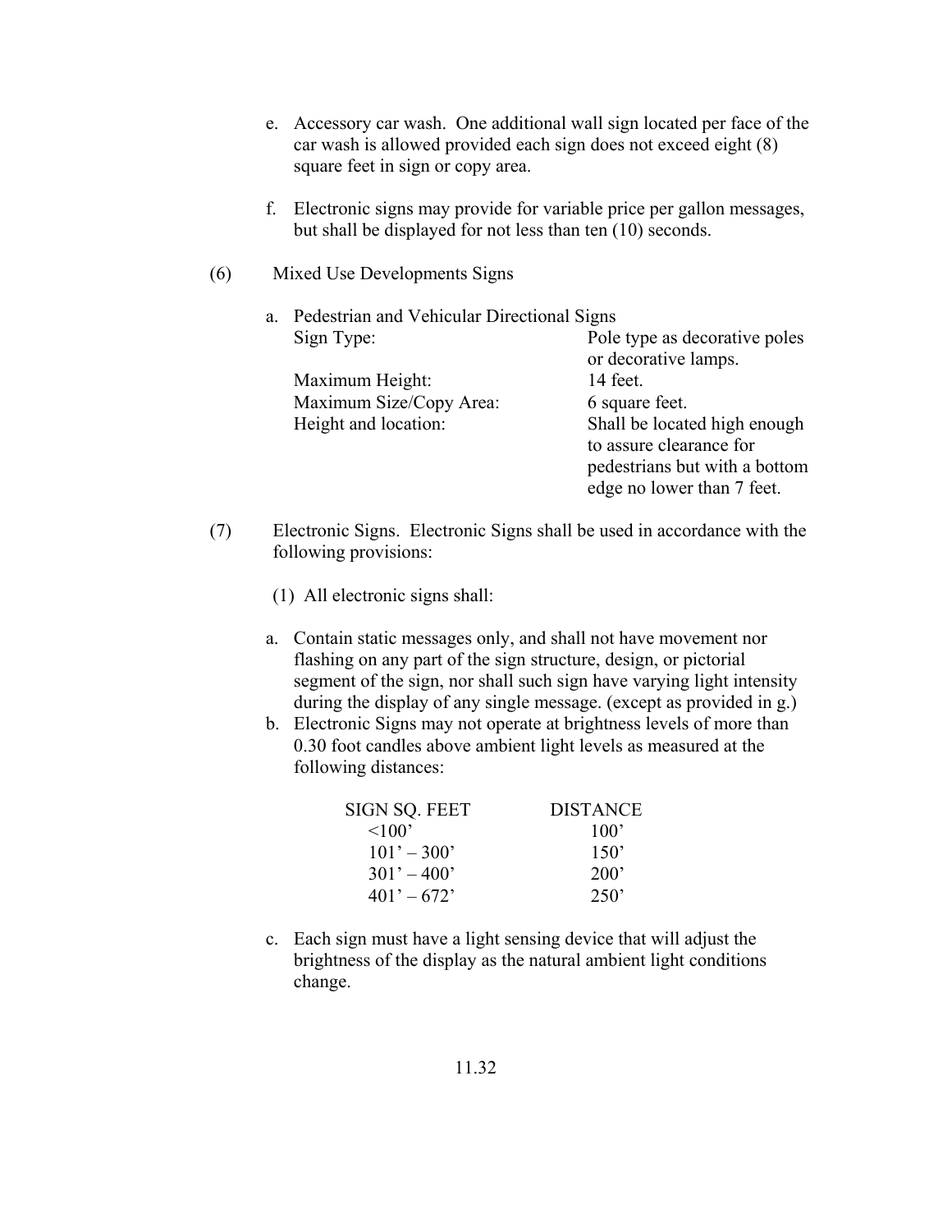e. Accessory car wash. One additional wall sign located per face of the car wash is allowed provided each sign does not exceed eight (8) square feet in sign or copy area.

f. Electronic signs may provide for variable price per gallon messages, but shall be displayed for not less than ten (10) seconds.

(6) Mixed Use Developments Signs

a. Pedestrian and Vehicular Directional Signs

| | |
|---|---|
| Sign Type: | Pole type as decorative poles or decorative lamps. |
| Maximum Height: | 14 feet. |
| Maximum Size/Copy Area: | 6 square feet. |
| Height and location: | Shall be located high enough to assure clearance for pedestrians but with a bottom edge no lower than 7 feet. |

(7) Electronic Signs. Electronic Signs shall be used in accordance with the following provisions:

(1) All electronic signs shall:

a. Contain static messages only, and shall not have movement nor flashing on any part of the sign structure, design, or pictorial segment of the sign, nor shall such sign have varying light intensity during the display of any single message. (except as provided in g.)

b. Electronic Signs may not operate at brightness levels of more than 0.30 foot candles above ambient light levels as measured at the following distances:

| SIGN SQ. FEET | DISTANCE |
|---|---|
| <100' | 100' |
| 101' – 300' | 150' |
| 301' – 400' | 200' |
| 401' – 672' | 250' |

c. Each sign must have a light sensing device that will adjust the brightness of the display as the natural ambient light conditions change.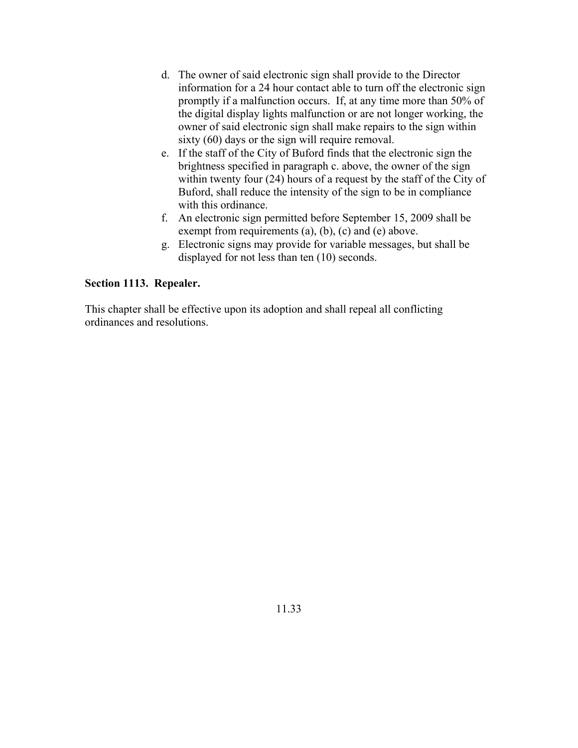d. The owner of said electronic sign shall provide to the Director information for a 24 hour contact able to turn off the electronic sign promptly if a malfunction occurs. If, at any time more than 50% of the digital display lights malfunction or are not longer working, the owner of said electronic sign shall make repairs to the sign within sixty (60) days or the sign will require removal.
e. If the staff of the City of Buford finds that the electronic sign the brightness specified in paragraph c. above, the owner of the sign within twenty four (24) hours of a request by the staff of the City of Buford, shall reduce the intensity of the sign to be in compliance with this ordinance.
f. An electronic sign permitted before September 15, 2009 shall be exempt from requirements (a), (b), (c) and (e) above.
g. Electronic signs may provide for variable messages, but shall be displayed for not less than ten (10) seconds.

**Section 1113. Repealer.**

This chapter shall be effective upon its adoption and shall repeal all conflicting ordinances and resolutions.